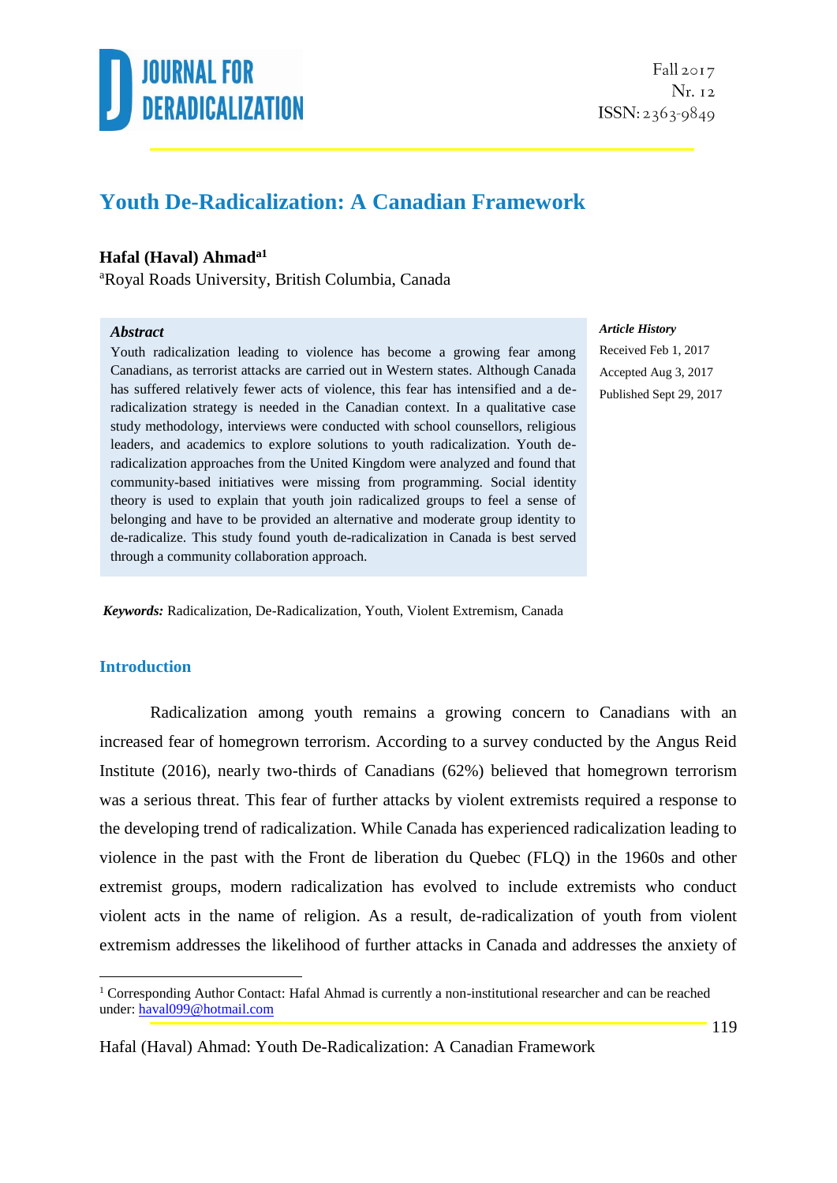# Youth De-Radicalization: A Canadian Framework

**Hafal (Haval) Ahmad**[a1]

[a]Royal Roads University, British Columbia, Canada

### *Abstract*

Youth radicalization leading to violence has become a growing fear among Canadians, as terrorist attacks are carried out in Western states. Although Canada has suffered relatively fewer acts of violence, this fear has intensified and a de-radicalization strategy is needed in the Canadian context. In a qualitative case study methodology, interviews were conducted with school counsellors, religious leaders, and academics to explore solutions to youth radicalization. Youth de-radicalization approaches from the United Kingdom were analyzed and found that community-based initiatives were missing from programming. Social identity theory is used to explain that youth join radicalized groups to feel a sense of belonging and have to be provided an alternative and moderate group identity to de-radicalize. This study found youth de-radicalization in Canada is best served through a community collaboration approach.

***Article History***

Received Feb 1, 2017

Accepted Aug 3, 2017

Published Sept 29, 2017

***Keywords:*** Radicalization, De-Radicalization, Youth, Violent Extremism, Canada

## Introduction

Radicalization among youth remains a growing concern to Canadians with an increased fear of homegrown terrorism. According to a survey conducted by the Angus Reid Institute (2016), nearly two-thirds of Canadians (62%) believed that homegrown terrorism was a serious threat. This fear of further attacks by violent extremists required a response to the developing trend of radicalization. While Canada has experienced radicalization leading to violence in the past with the Front de liberation du Quebec (FLQ) in the 1960s and other extremist groups, modern radicalization has evolved to include extremists who conduct violent acts in the name of religion. As a result, de-radicalization of youth from violent extremism addresses the likelihood of further attacks in Canada and addresses the anxiety of

[1] Corresponding Author Contact: Hafal Ahmad is currently a non-institutional researcher and can be reached under: haval099@hotmail.com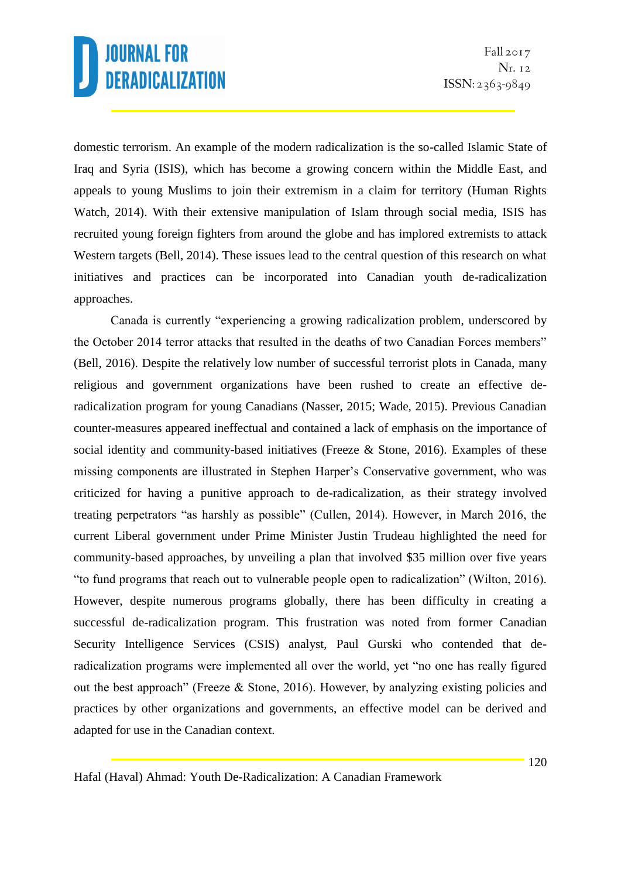domestic terrorism. An example of the modern radicalization is the so-called Islamic State of Iraq and Syria (ISIS), which has become a growing concern within the Middle East, and appeals to young Muslims to join their extremism in a claim for territory (Human Rights Watch, 2014). With their extensive manipulation of Islam through social media, ISIS has recruited young foreign fighters from around the globe and has implored extremists to attack Western targets (Bell, 2014). These issues lead to the central question of this research on what initiatives and practices can be incorporated into Canadian youth de-radicalization approaches.

Canada is currently "experiencing a growing radicalization problem, underscored by the October 2014 terror attacks that resulted in the deaths of two Canadian Forces members" (Bell, 2016). Despite the relatively low number of successful terrorist plots in Canada, many religious and government organizations have been rushed to create an effective de-radicalization program for young Canadians (Nasser, 2015; Wade, 2015). Previous Canadian counter-measures appeared ineffectual and contained a lack of emphasis on the importance of social identity and community-based initiatives (Freeze & Stone, 2016). Examples of these missing components are illustrated in Stephen Harper's Conservative government, who was criticized for having a punitive approach to de-radicalization, as their strategy involved treating perpetrators "as harshly as possible" (Cullen, 2014). However, in March 2016, the current Liberal government under Prime Minister Justin Trudeau highlighted the need for community-based approaches, by unveiling a plan that involved $35 million over five years "to fund programs that reach out to vulnerable people open to radicalization" (Wilton, 2016). However, despite numerous programs globally, there has been difficulty in creating a successful de-radicalization program. This frustration was noted from former Canadian Security Intelligence Services (CSIS) analyst, Paul Gurski who contended that de-radicalization programs were implemented all over the world, yet "no one has really figured out the best approach" (Freeze & Stone, 2016). However, by analyzing existing policies and practices by other organizations and governments, an effective model can be derived and adapted for use in the Canadian context.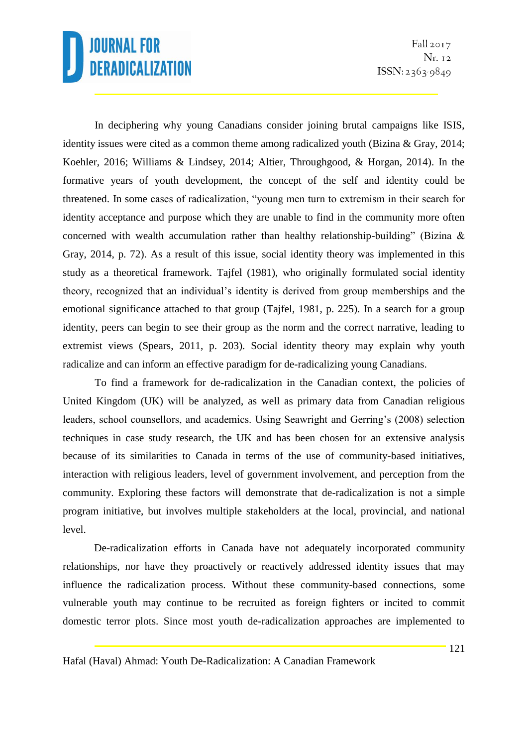In deciphering why young Canadians consider joining brutal campaigns like ISIS, identity issues were cited as a common theme among radicalized youth (Bizina & Gray, 2014; Koehler, 2016; Williams & Lindsey, 2014; Altier, Throughgood, & Horgan, 2014). In the formative years of youth development, the concept of the self and identity could be threatened. In some cases of radicalization, "young men turn to extremism in their search for identity acceptance and purpose which they are unable to find in the community more often concerned with wealth accumulation rather than healthy relationship-building" (Bizina & Gray, 2014, p. 72). As a result of this issue, social identity theory was implemented in this study as a theoretical framework. Tajfel (1981), who originally formulated social identity theory, recognized that an individual's identity is derived from group memberships and the emotional significance attached to that group (Tajfel, 1981, p. 225). In a search for a group identity, peers can begin to see their group as the norm and the correct narrative, leading to extremist views (Spears, 2011, p. 203). Social identity theory may explain why youth radicalize and can inform an effective paradigm for de-radicalizing young Canadians.

To find a framework for de-radicalization in the Canadian context, the policies of United Kingdom (UK) will be analyzed, as well as primary data from Canadian religious leaders, school counsellors, and academics. Using Seawright and Gerring's (2008) selection techniques in case study research, the UK and has been chosen for an extensive analysis because of its similarities to Canada in terms of the use of community-based initiatives, interaction with religious leaders, level of government involvement, and perception from the community. Exploring these factors will demonstrate that de-radicalization is not a simple program initiative, but involves multiple stakeholders at the local, provincial, and national level.

De-radicalization efforts in Canada have not adequately incorporated community relationships, nor have they proactively or reactively addressed identity issues that may influence the radicalization process. Without these community-based connections, some vulnerable youth may continue to be recruited as foreign fighters or incited to commit domestic terror plots. Since most youth de-radicalization approaches are implemented to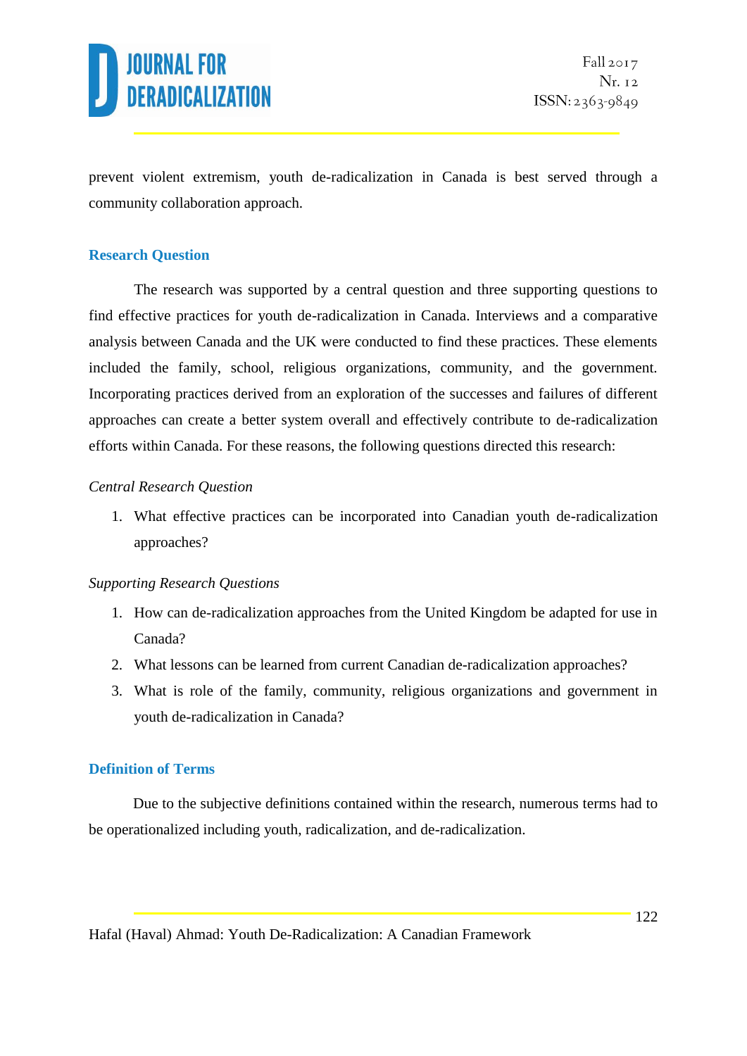prevent violent extremism, youth de-radicalization in Canada is best served through a community collaboration approach.

## Research Question

The research was supported by a central question and three supporting questions to find effective practices for youth de-radicalization in Canada. Interviews and a comparative analysis between Canada and the UK were conducted to find these practices. These elements included the family, school, religious organizations, community, and the government. Incorporating practices derived from an exploration of the successes and failures of different approaches can create a better system overall and effectively contribute to de-radicalization efforts within Canada. For these reasons, the following questions directed this research:

*Central Research Question*

1. What effective practices can be incorporated into Canadian youth de-radicalization approaches?

*Supporting Research Questions*

1. How can de-radicalization approaches from the United Kingdom be adapted for use in Canada?
2. What lessons can be learned from current Canadian de-radicalization approaches?
3. What is role of the family, community, religious organizations and government in youth de-radicalization in Canada?

## Definition of Terms

Due to the subjective definitions contained within the research, numerous terms had to be operationalized including youth, radicalization, and de-radicalization.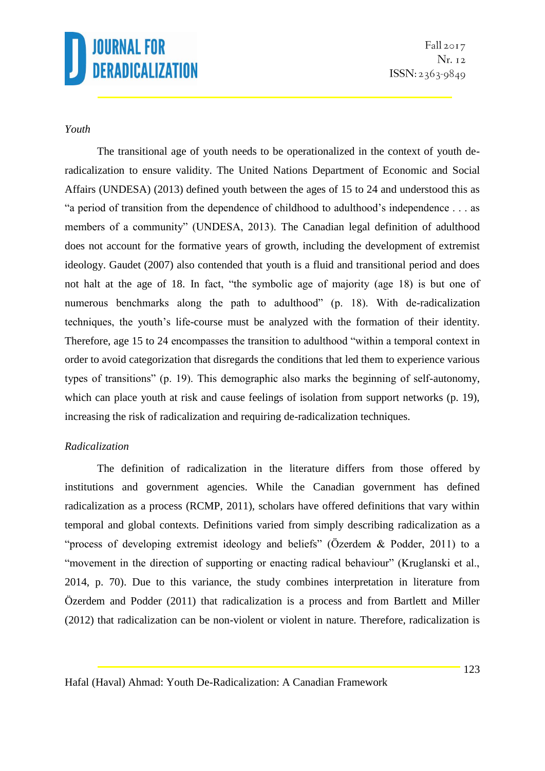*Youth*

The transitional age of youth needs to be operationalized in the context of youth de-radicalization to ensure validity. The United Nations Department of Economic and Social Affairs (UNDESA) (2013) defined youth between the ages of 15 to 24 and understood this as "a period of transition from the dependence of childhood to adulthood's independence . . . as members of a community" (UNDESA, 2013). The Canadian legal definition of adulthood does not account for the formative years of growth, including the development of extremist ideology. Gaudet (2007) also contended that youth is a fluid and transitional period and does not halt at the age of 18. In fact, "the symbolic age of majority (age 18) is but one of numerous benchmarks along the path to adulthood" (p. 18). With de-radicalization techniques, the youth's life-course must be analyzed with the formation of their identity. Therefore, age 15 to 24 encompasses the transition to adulthood "within a temporal context in order to avoid categorization that disregards the conditions that led them to experience various types of transitions" (p. 19). This demographic also marks the beginning of self-autonomy, which can place youth at risk and cause feelings of isolation from support networks (p. 19), increasing the risk of radicalization and requiring de-radicalization techniques.

*Radicalization*

The definition of radicalization in the literature differs from those offered by institutions and government agencies. While the Canadian government has defined radicalization as a process (RCMP, 2011), scholars have offered definitions that vary within temporal and global contexts. Definitions varied from simply describing radicalization as a "process of developing extremist ideology and beliefs" (Özerdem & Podder, 2011) to a "movement in the direction of supporting or enacting radical behaviour" (Kruglanski et al., 2014, p. 70). Due to this variance, the study combines interpretation in literature from Özerdem and Podder (2011) that radicalization is a process and from Bartlett and Miller (2012) that radicalization can be non-violent or violent in nature. Therefore, radicalization is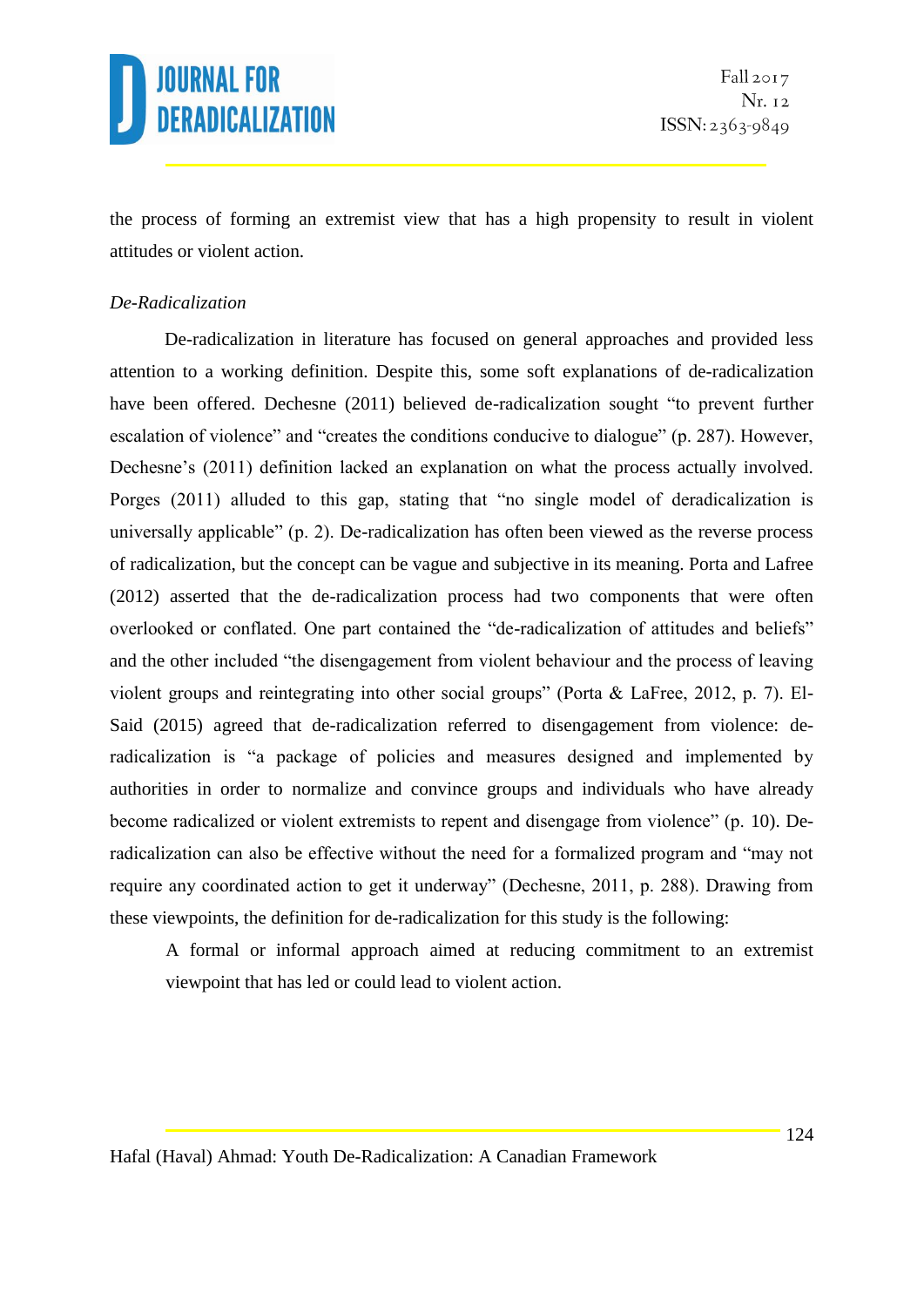the process of forming an extremist view that has a high propensity to result in violent attitudes or violent action.

*De-Radicalization*

De-radicalization in literature has focused on general approaches and provided less attention to a working definition. Despite this, some soft explanations of de-radicalization have been offered. Dechesne (2011) believed de-radicalization sought "to prevent further escalation of violence" and "creates the conditions conducive to dialogue" (p. 287). However, Dechesne's (2011) definition lacked an explanation on what the process actually involved. Porges (2011) alluded to this gap, stating that "no single model of deradicalization is universally applicable" (p. 2). De-radicalization has often been viewed as the reverse process of radicalization, but the concept can be vague and subjective in its meaning. Porta and Lafree (2012) asserted that the de-radicalization process had two components that were often overlooked or conflated. One part contained the "de-radicalization of attitudes and beliefs" and the other included "the disengagement from violent behaviour and the process of leaving violent groups and reintegrating into other social groups" (Porta & LaFree, 2012, p. 7). El-Said (2015) agreed that de-radicalization referred to disengagement from violence: de-radicalization is "a package of policies and measures designed and implemented by authorities in order to normalize and convince groups and individuals who have already become radicalized or violent extremists to repent and disengage from violence" (p. 10). De-radicalization can also be effective without the need for a formalized program and "may not require any coordinated action to get it underway" (Dechesne, 2011, p. 288). Drawing from these viewpoints, the definition for de-radicalization for this study is the following:

> A formal or informal approach aimed at reducing commitment to an extremist viewpoint that has led or could lead to violent action.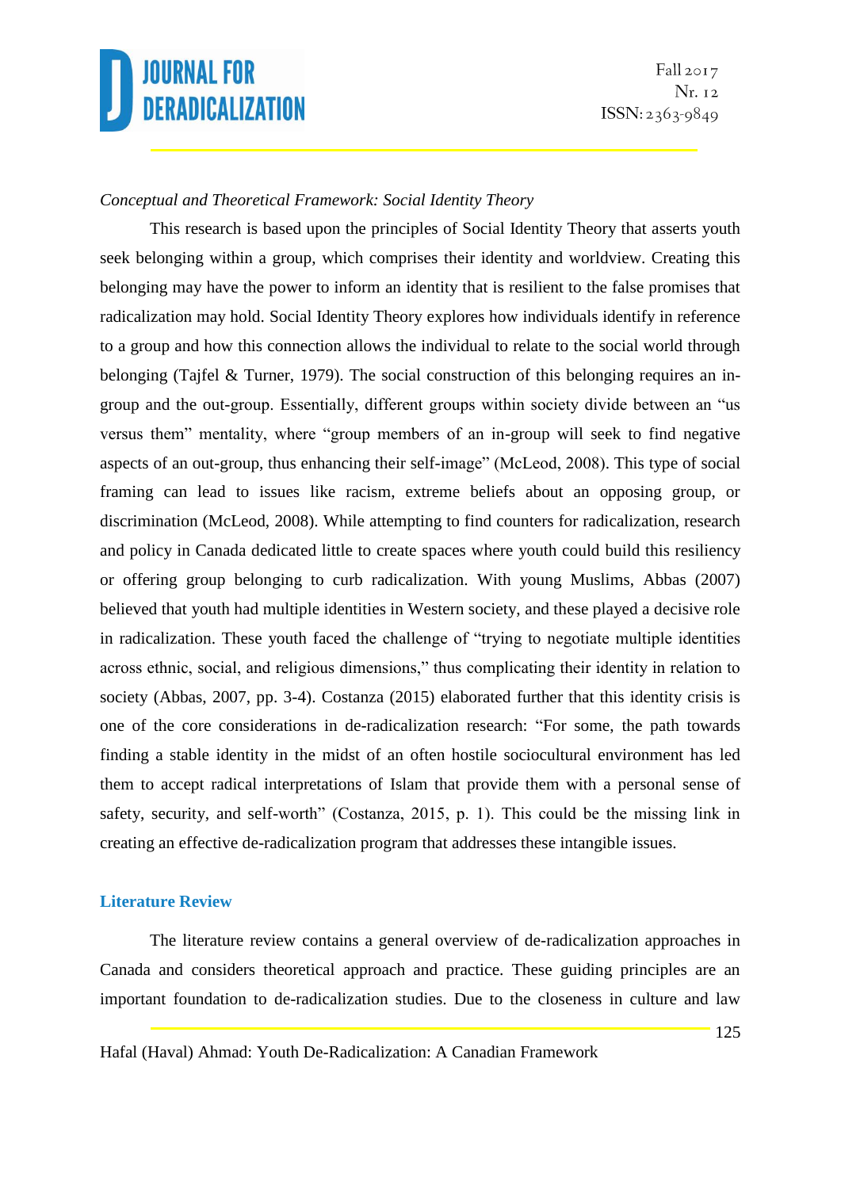*Conceptual and Theoretical Framework: Social Identity Theory*

This research is based upon the principles of Social Identity Theory that asserts youth seek belonging within a group, which comprises their identity and worldview. Creating this belonging may have the power to inform an identity that is resilient to the false promises that radicalization may hold. Social Identity Theory explores how individuals identify in reference to a group and how this connection allows the individual to relate to the social world through belonging (Tajfel & Turner, 1979). The social construction of this belonging requires an in-group and the out-group. Essentially, different groups within society divide between an "us versus them" mentality, where "group members of an in-group will seek to find negative aspects of an out-group, thus enhancing their self-image" (McLeod, 2008). This type of social framing can lead to issues like racism, extreme beliefs about an opposing group, or discrimination (McLeod, 2008). While attempting to find counters for radicalization, research and policy in Canada dedicated little to create spaces where youth could build this resiliency or offering group belonging to curb radicalization. With young Muslims, Abbas (2007) believed that youth had multiple identities in Western society, and these played a decisive role in radicalization. These youth faced the challenge of "trying to negotiate multiple identities across ethnic, social, and religious dimensions," thus complicating their identity in relation to society (Abbas, 2007, pp. 3-4). Costanza (2015) elaborated further that this identity crisis is one of the core considerations in de-radicalization research: "For some, the path towards finding a stable identity in the midst of an often hostile sociocultural environment has led them to accept radical interpretations of Islam that provide them with a personal sense of safety, security, and self-worth" (Costanza, 2015, p. 1). This could be the missing link in creating an effective de-radicalization program that addresses these intangible issues.

## Literature Review

The literature review contains a general overview of de-radicalization approaches in Canada and considers theoretical approach and practice. These guiding principles are an important foundation to de-radicalization studies. Due to the closeness in culture and law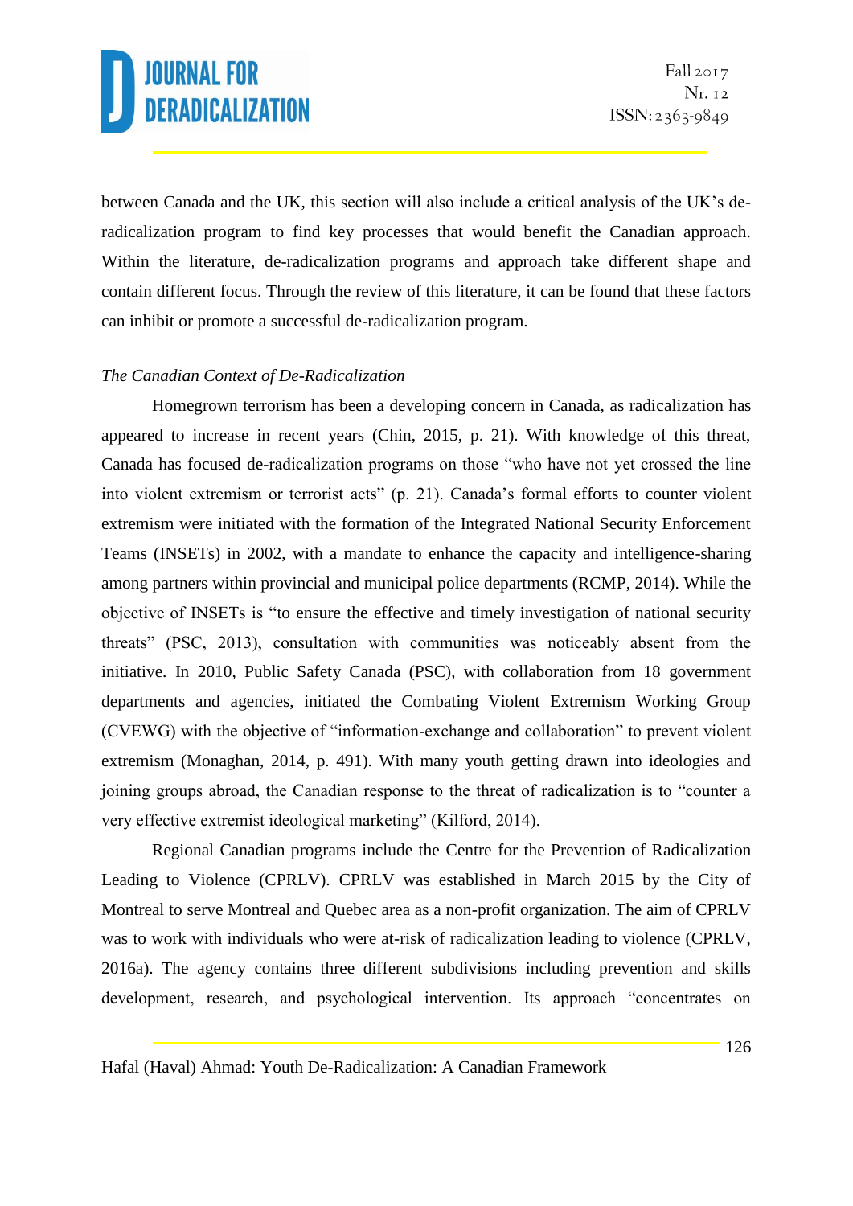between Canada and the UK, this section will also include a critical analysis of the UK's de-radicalization program to find key processes that would benefit the Canadian approach. Within the literature, de-radicalization programs and approach take different shape and contain different focus. Through the review of this literature, it can be found that these factors can inhibit or promote a successful de-radicalization program.

*The Canadian Context of De-Radicalization*

Homegrown terrorism has been a developing concern in Canada, as radicalization has appeared to increase in recent years (Chin, 2015, p. 21). With knowledge of this threat, Canada has focused de-radicalization programs on those "who have not yet crossed the line into violent extremism or terrorist acts" (p. 21). Canada's formal efforts to counter violent extremism were initiated with the formation of the Integrated National Security Enforcement Teams (INSETs) in 2002, with a mandate to enhance the capacity and intelligence-sharing among partners within provincial and municipal police departments (RCMP, 2014). While the objective of INSETs is "to ensure the effective and timely investigation of national security threats" (PSC, 2013), consultation with communities was noticeably absent from the initiative. In 2010, Public Safety Canada (PSC), with collaboration from 18 government departments and agencies, initiated the Combating Violent Extremism Working Group (CVEWG) with the objective of "information-exchange and collaboration" to prevent violent extremism (Monaghan, 2014, p. 491). With many youth getting drawn into ideologies and joining groups abroad, the Canadian response to the threat of radicalization is to "counter a very effective extremist ideological marketing" (Kilford, 2014).

Regional Canadian programs include the Centre for the Prevention of Radicalization Leading to Violence (CPRLV). CPRLV was established in March 2015 by the City of Montreal to serve Montreal and Quebec area as a non-profit organization. The aim of CPRLV was to work with individuals who were at-risk of radicalization leading to violence (CPRLV, 2016a). The agency contains three different subdivisions including prevention and skills development, research, and psychological intervention. Its approach "concentrates on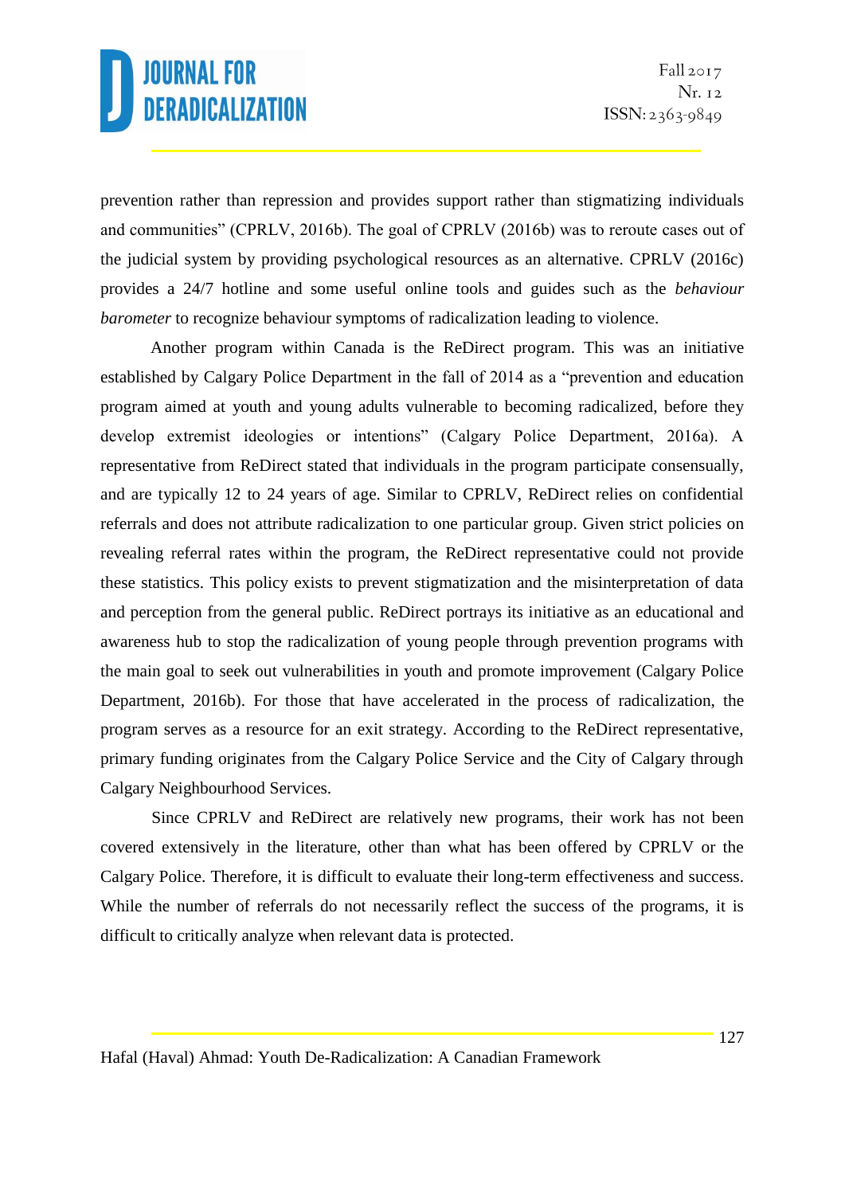prevention rather than repression and provides support rather than stigmatizing individuals and communities" (CPRLV, 2016b). The goal of CPRLV (2016b) was to reroute cases out of the judicial system by providing psychological resources as an alternative. CPRLV (2016c) provides a 24/7 hotline and some useful online tools and guides such as the *behaviour barometer* to recognize behaviour symptoms of radicalization leading to violence.

Another program within Canada is the ReDirect program. This was an initiative established by Calgary Police Department in the fall of 2014 as a "prevention and education program aimed at youth and young adults vulnerable to becoming radicalized, before they develop extremist ideologies or intentions" (Calgary Police Department, 2016a). A representative from ReDirect stated that individuals in the program participate consensually, and are typically 12 to 24 years of age. Similar to CPRLV, ReDirect relies on confidential referrals and does not attribute radicalization to one particular group. Given strict policies on revealing referral rates within the program, the ReDirect representative could not provide these statistics. This policy exists to prevent stigmatization and the misinterpretation of data and perception from the general public. ReDirect portrays its initiative as an educational and awareness hub to stop the radicalization of young people through prevention programs with the main goal to seek out vulnerabilities in youth and promote improvement (Calgary Police Department, 2016b). For those that have accelerated in the process of radicalization, the program serves as a resource for an exit strategy. According to the ReDirect representative, primary funding originates from the Calgary Police Service and the City of Calgary through Calgary Neighbourhood Services.

Since CPRLV and ReDirect are relatively new programs, their work has not been covered extensively in the literature, other than what has been offered by CPRLV or the Calgary Police. Therefore, it is difficult to evaluate their long-term effectiveness and success. While the number of referrals do not necessarily reflect the success of the programs, it is difficult to critically analyze when relevant data is protected.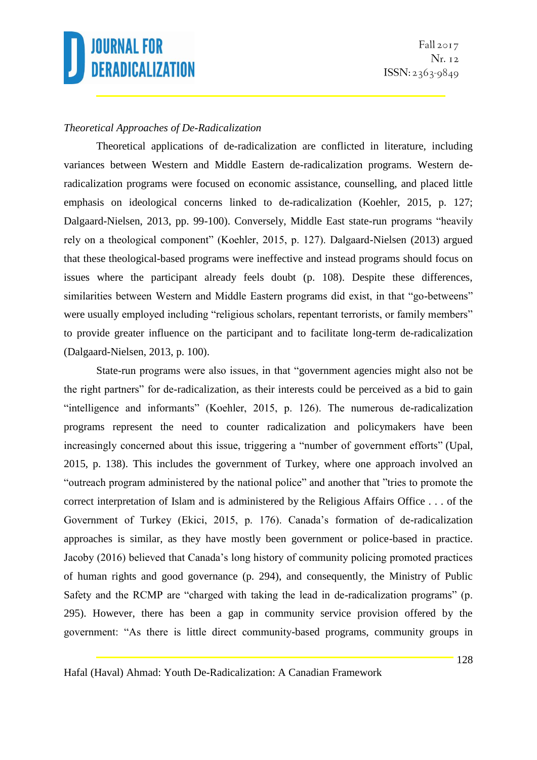*Theoretical Approaches of De-Radicalization*

Theoretical applications of de-radicalization are conflicted in literature, including variances between Western and Middle Eastern de-radicalization programs. Western de-radicalization programs were focused on economic assistance, counselling, and placed little emphasis on ideological concerns linked to de-radicalization (Koehler, 2015, p. 127; Dalgaard-Nielsen, 2013, pp. 99-100). Conversely, Middle East state-run programs "heavily rely on a theological component" (Koehler, 2015, p. 127). Dalgaard-Nielsen (2013) argued that these theological-based programs were ineffective and instead programs should focus on issues where the participant already feels doubt (p. 108). Despite these differences, similarities between Western and Middle Eastern programs did exist, in that "go-betweens" were usually employed including "religious scholars, repentant terrorists, or family members" to provide greater influence on the participant and to facilitate long-term de-radicalization (Dalgaard-Nielsen, 2013, p. 100).

State-run programs were also issues, in that "government agencies might also not be the right partners" for de-radicalization, as their interests could be perceived as a bid to gain "intelligence and informants" (Koehler, 2015, p. 126). The numerous de-radicalization programs represent the need to counter radicalization and policymakers have been increasingly concerned about this issue, triggering a "number of government efforts" (Upal, 2015, p. 138). This includes the government of Turkey, where one approach involved an "outreach program administered by the national police" and another that "tries to promote the correct interpretation of Islam and is administered by the Religious Affairs Office . . . of the Government of Turkey (Ekici, 2015, p. 176). Canada's formation of de-radicalization approaches is similar, as they have mostly been government or police-based in practice. Jacoby (2016) believed that Canada's long history of community policing promoted practices of human rights and good governance (p. 294), and consequently, the Ministry of Public Safety and the RCMP are "charged with taking the lead in de-radicalization programs" (p. 295). However, there has been a gap in community service provision offered by the government: "As there is little direct community-based programs, community groups in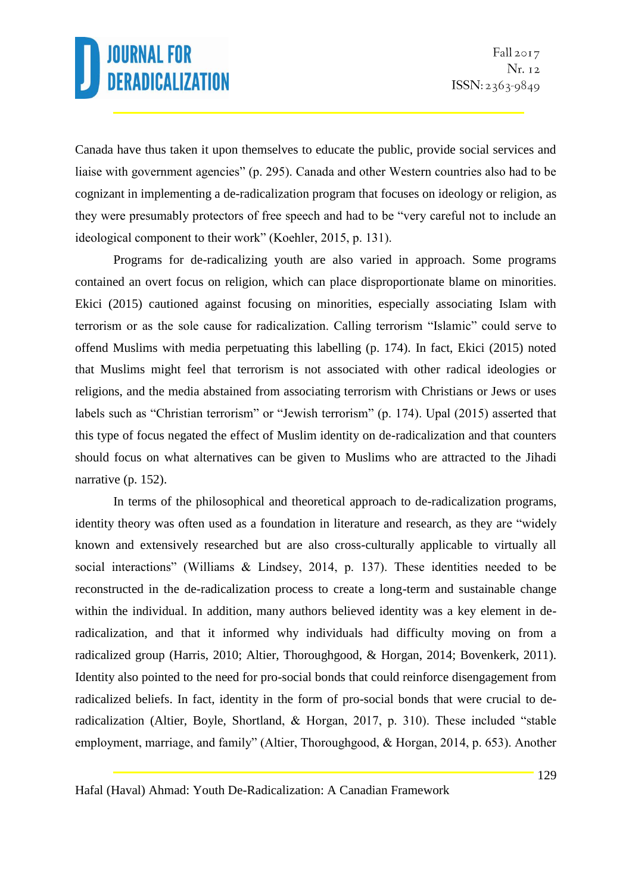Canada have thus taken it upon themselves to educate the public, provide social services and liaise with government agencies" (p. 295). Canada and other Western countries also had to be cognizant in implementing a de-radicalization program that focuses on ideology or religion, as they were presumably protectors of free speech and had to be "very careful not to include an ideological component to their work" (Koehler, 2015, p. 131).

Programs for de-radicalizing youth are also varied in approach. Some programs contained an overt focus on religion, which can place disproportionate blame on minorities. Ekici (2015) cautioned against focusing on minorities, especially associating Islam with terrorism or as the sole cause for radicalization. Calling terrorism "Islamic" could serve to offend Muslims with media perpetuating this labelling (p. 174). In fact, Ekici (2015) noted that Muslims might feel that terrorism is not associated with other radical ideologies or religions, and the media abstained from associating terrorism with Christians or Jews or uses labels such as "Christian terrorism" or "Jewish terrorism" (p. 174). Upal (2015) asserted that this type of focus negated the effect of Muslim identity on de-radicalization and that counters should focus on what alternatives can be given to Muslims who are attracted to the Jihadi narrative (p. 152).

In terms of the philosophical and theoretical approach to de-radicalization programs, identity theory was often used as a foundation in literature and research, as they are "widely known and extensively researched but are also cross-culturally applicable to virtually all social interactions" (Williams & Lindsey, 2014, p. 137). These identities needed to be reconstructed in the de-radicalization process to create a long-term and sustainable change within the individual. In addition, many authors believed identity was a key element in de-radicalization, and that it informed why individuals had difficulty moving on from a radicalized group (Harris, 2010; Altier, Thoroughgood, & Horgan, 2014; Bovenkerk, 2011). Identity also pointed to the need for pro-social bonds that could reinforce disengagement from radicalized beliefs. In fact, identity in the form of pro-social bonds that were crucial to de-radicalization (Altier, Boyle, Shortland, & Horgan, 2017, p. 310). These included "stable employment, marriage, and family" (Altier, Thoroughgood, & Horgan, 2014, p. 653). Another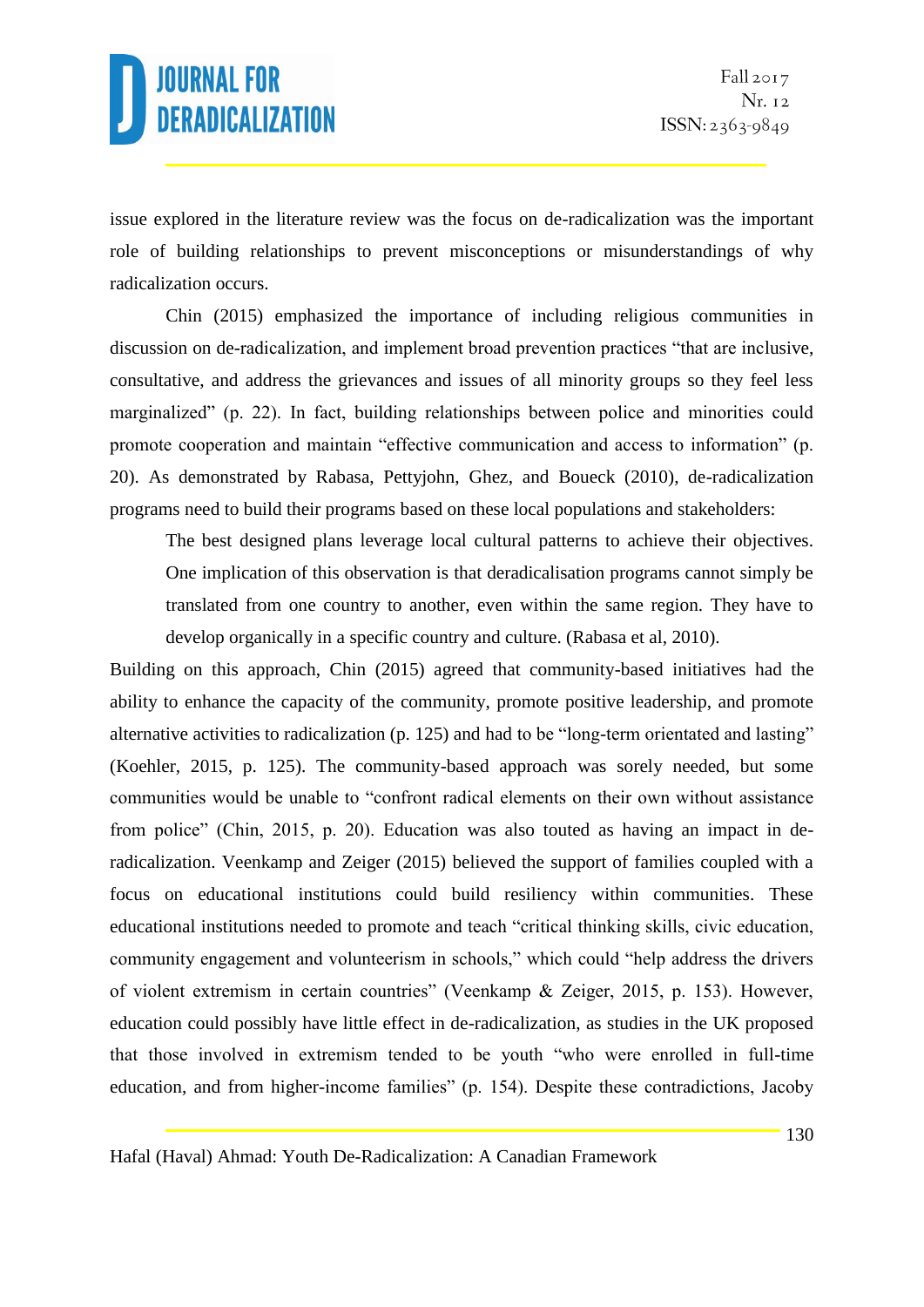issue explored in the literature review was the focus on de-radicalization was the important role of building relationships to prevent misconceptions or misunderstandings of why radicalization occurs.

Chin (2015) emphasized the importance of including religious communities in discussion on de-radicalization, and implement broad prevention practices "that are inclusive, consultative, and address the grievances and issues of all minority groups so they feel less marginalized" (p. 22). In fact, building relationships between police and minorities could promote cooperation and maintain "effective communication and access to information" (p. 20). As demonstrated by Rabasa, Pettyjohn, Ghez, and Boueck (2010), de-radicalization programs need to build their programs based on these local populations and stakeholders:

> The best designed plans leverage local cultural patterns to achieve their objectives. One implication of this observation is that deradicalisation programs cannot simply be translated from one country to another, even within the same region. They have to develop organically in a specific country and culture. (Rabasa et al, 2010).

Building on this approach, Chin (2015) agreed that community-based initiatives had the ability to enhance the capacity of the community, promote positive leadership, and promote alternative activities to radicalization (p. 125) and had to be "long-term orientated and lasting" (Koehler, 2015, p. 125). The community-based approach was sorely needed, but some communities would be unable to "confront radical elements on their own without assistance from police" (Chin, 2015, p. 20). Education was also touted as having an impact in de-radicalization. Veenkamp and Zeiger (2015) believed the support of families coupled with a focus on educational institutions could build resiliency within communities. These educational institutions needed to promote and teach "critical thinking skills, civic education, community engagement and volunteerism in schools," which could "help address the drivers of violent extremism in certain countries" (Veenkamp & Zeiger, 2015, p. 153). However, education could possibly have little effect in de-radicalization, as studies in the UK proposed that those involved in extremism tended to be youth "who were enrolled in full-time education, and from higher-income families" (p. 154). Despite these contradictions, Jacoby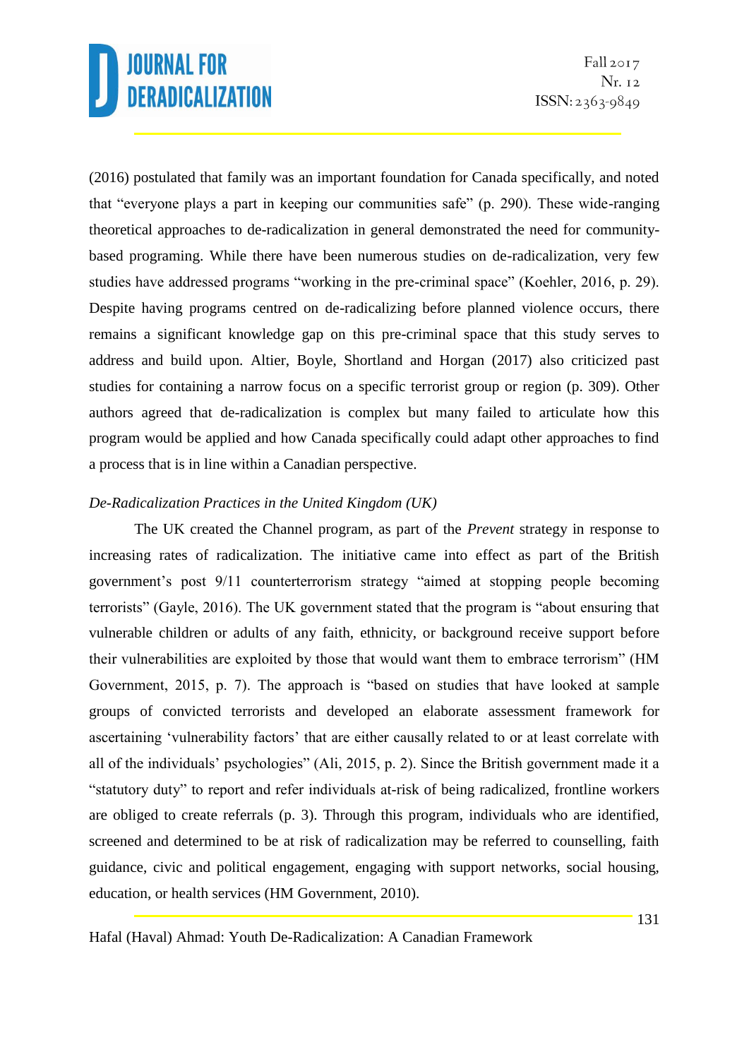(2016) postulated that family was an important foundation for Canada specifically, and noted that "everyone plays a part in keeping our communities safe" (p. 290). These wide-ranging theoretical approaches to de-radicalization in general demonstrated the need for community-based programing. While there have been numerous studies on de-radicalization, very few studies have addressed programs "working in the pre-criminal space" (Koehler, 2016, p. 29). Despite having programs centred on de-radicalizing before planned violence occurs, there remains a significant knowledge gap on this pre-criminal space that this study serves to address and build upon. Altier, Boyle, Shortland and Horgan (2017) also criticized past studies for containing a narrow focus on a specific terrorist group or region (p. 309). Other authors agreed that de-radicalization is complex but many failed to articulate how this program would be applied and how Canada specifically could adapt other approaches to find a process that is in line within a Canadian perspective.

### *De-Radicalization Practices in the United Kingdom (UK)*

The UK created the Channel program, as part of the *Prevent* strategy in response to increasing rates of radicalization. The initiative came into effect as part of the British government's post 9/11 counterterrorism strategy "aimed at stopping people becoming terrorists" (Gayle, 2016). The UK government stated that the program is "about ensuring that vulnerable children or adults of any faith, ethnicity, or background receive support before their vulnerabilities are exploited by those that would want them to embrace terrorism" (HM Government, 2015, p. 7). The approach is "based on studies that have looked at sample groups of convicted terrorists and developed an elaborate assessment framework for ascertaining 'vulnerability factors' that are either causally related to or at least correlate with all of the individuals' psychologies" (Ali, 2015, p. 2). Since the British government made it a "statutory duty" to report and refer individuals at-risk of being radicalized, frontline workers are obliged to create referrals (p. 3). Through this program, individuals who are identified, screened and determined to be at risk of radicalization may be referred to counselling, faith guidance, civic and political engagement, engaging with support networks, social housing, education, or health services (HM Government, 2010).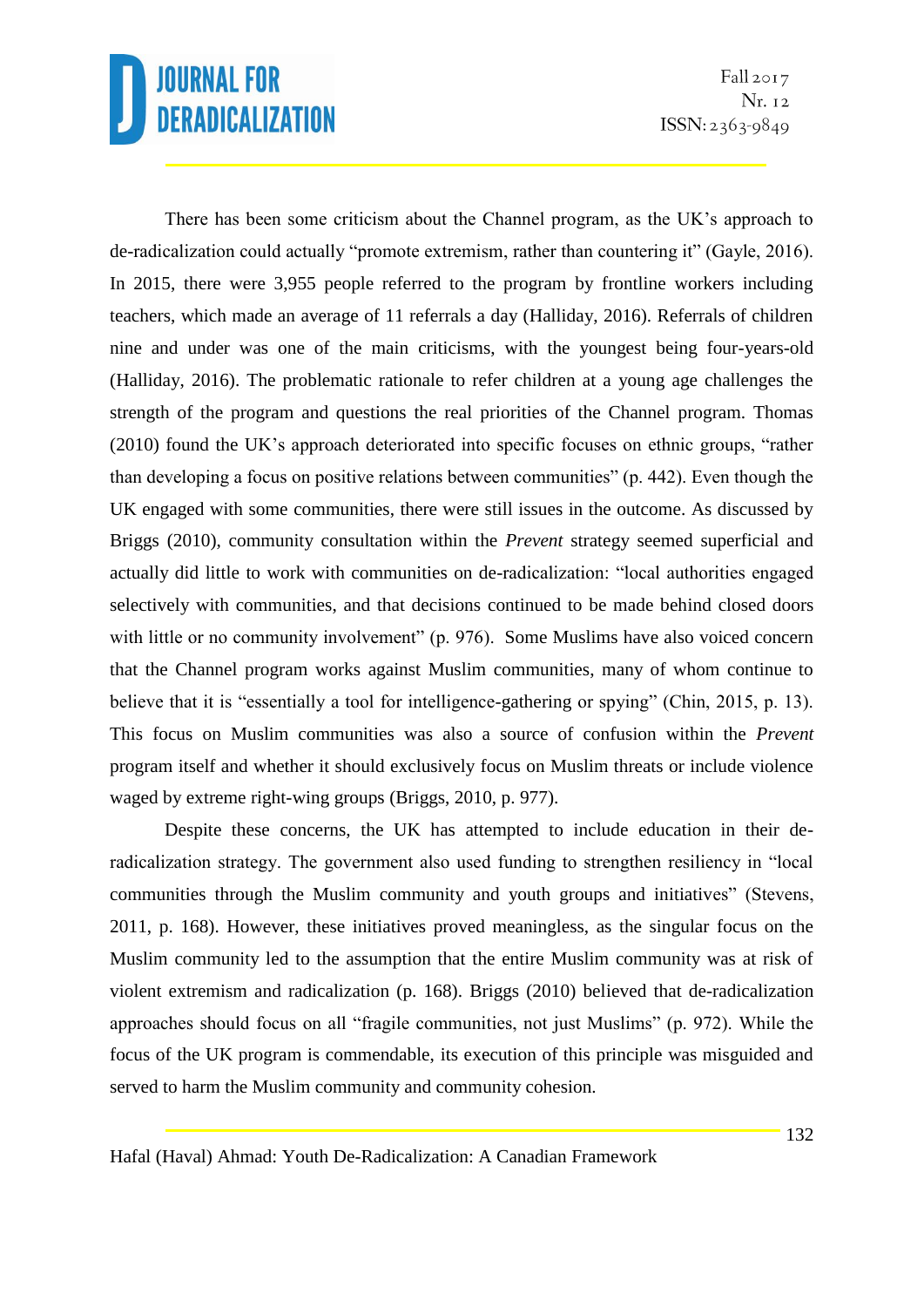There has been some criticism about the Channel program, as the UK's approach to de-radicalization could actually "promote extremism, rather than countering it" (Gayle, 2016). In 2015, there were 3,955 people referred to the program by frontline workers including teachers, which made an average of 11 referrals a day (Halliday, 2016). Referrals of children nine and under was one of the main criticisms, with the youngest being four-years-old (Halliday, 2016). The problematic rationale to refer children at a young age challenges the strength of the program and questions the real priorities of the Channel program. Thomas (2010) found the UK's approach deteriorated into specific focuses on ethnic groups, "rather than developing a focus on positive relations between communities" (p. 442). Even though the UK engaged with some communities, there were still issues in the outcome. As discussed by Briggs (2010), community consultation within the *Prevent* strategy seemed superficial and actually did little to work with communities on de-radicalization: "local authorities engaged selectively with communities, and that decisions continued to be made behind closed doors with little or no community involvement" (p. 976). Some Muslims have also voiced concern that the Channel program works against Muslim communities, many of whom continue to believe that it is "essentially a tool for intelligence-gathering or spying" (Chin, 2015, p. 13). This focus on Muslim communities was also a source of confusion within the *Prevent* program itself and whether it should exclusively focus on Muslim threats or include violence waged by extreme right-wing groups (Briggs, 2010, p. 977).

Despite these concerns, the UK has attempted to include education in their de-radicalization strategy. The government also used funding to strengthen resiliency in "local communities through the Muslim community and youth groups and initiatives" (Stevens, 2011, p. 168). However, these initiatives proved meaningless, as the singular focus on the Muslim community led to the assumption that the entire Muslim community was at risk of violent extremism and radicalization (p. 168). Briggs (2010) believed that de-radicalization approaches should focus on all "fragile communities, not just Muslims" (p. 972). While the focus of the UK program is commendable, its execution of this principle was misguided and served to harm the Muslim community and community cohesion.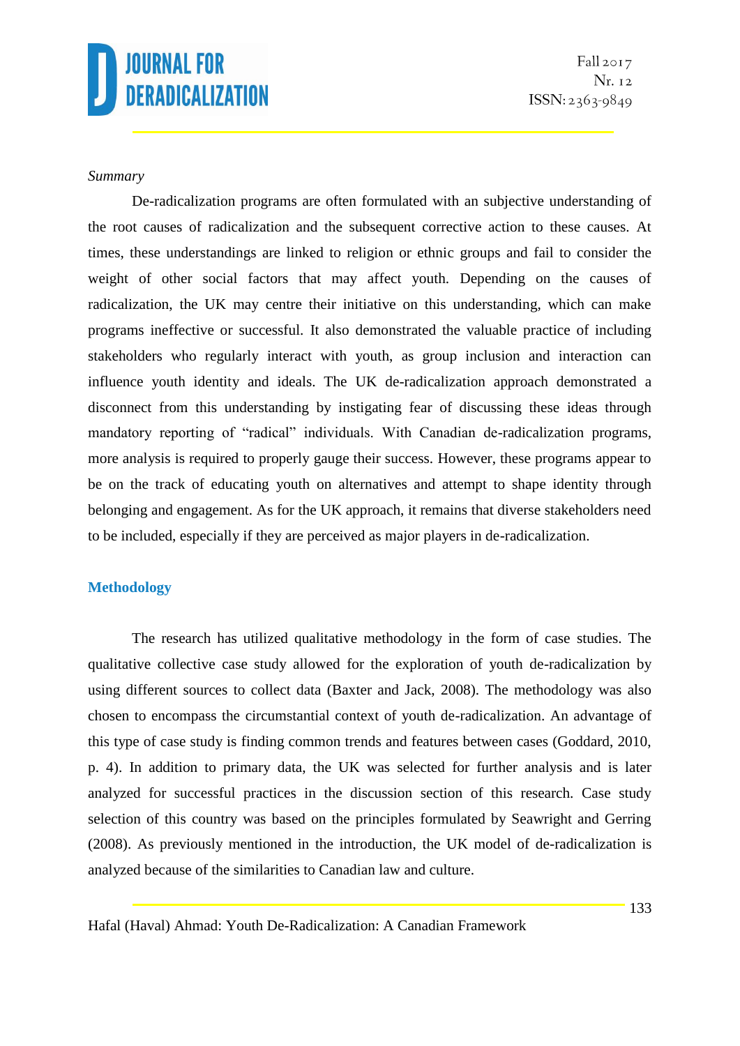*Summary*

De-radicalization programs are often formulated with an subjective understanding of the root causes of radicalization and the subsequent corrective action to these causes. At times, these understandings are linked to religion or ethnic groups and fail to consider the weight of other social factors that may affect youth. Depending on the causes of radicalization, the UK may centre their initiative on this understanding, which can make programs ineffective or successful. It also demonstrated the valuable practice of including stakeholders who regularly interact with youth, as group inclusion and interaction can influence youth identity and ideals. The UK de-radicalization approach demonstrated a disconnect from this understanding by instigating fear of discussing these ideas through mandatory reporting of "radical" individuals. With Canadian de-radicalization programs, more analysis is required to properly gauge their success. However, these programs appear to be on the track of educating youth on alternatives and attempt to shape identity through belonging and engagement. As for the UK approach, it remains that diverse stakeholders need to be included, especially if they are perceived as major players in de-radicalization.

## Methodology

The research has utilized qualitative methodology in the form of case studies. The qualitative collective case study allowed for the exploration of youth de-radicalization by using different sources to collect data (Baxter and Jack, 2008). The methodology was also chosen to encompass the circumstantial context of youth de-radicalization. An advantage of this type of case study is finding common trends and features between cases (Goddard, 2010, p. 4). In addition to primary data, the UK was selected for further analysis and is later analyzed for successful practices in the discussion section of this research. Case study selection of this country was based on the principles formulated by Seawright and Gerring (2008). As previously mentioned in the introduction, the UK model of de-radicalization is analyzed because of the similarities to Canadian law and culture.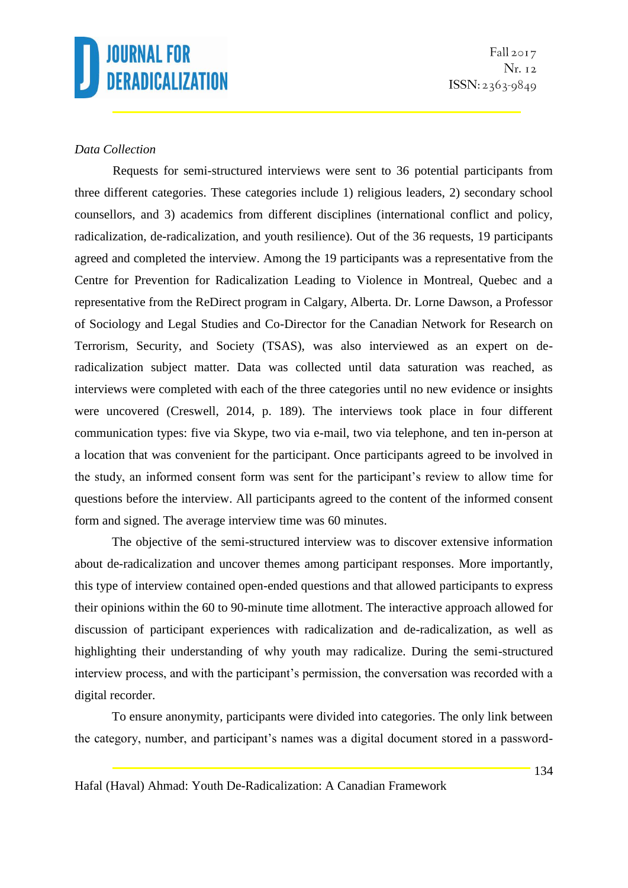*Data Collection*

Requests for semi-structured interviews were sent to 36 potential participants from three different categories. These categories include 1) religious leaders, 2) secondary school counsellors, and 3) academics from different disciplines (international conflict and policy, radicalization, de-radicalization, and youth resilience). Out of the 36 requests, 19 participants agreed and completed the interview. Among the 19 participants was a representative from the Centre for Prevention for Radicalization Leading to Violence in Montreal, Quebec and a representative from the ReDirect program in Calgary, Alberta. Dr. Lorne Dawson, a Professor of Sociology and Legal Studies and Co-Director for the Canadian Network for Research on Terrorism, Security, and Society (TSAS), was also interviewed as an expert on de-radicalization subject matter. Data was collected until data saturation was reached, as interviews were completed with each of the three categories until no new evidence or insights were uncovered (Creswell, 2014, p. 189). The interviews took place in four different communication types: five via Skype, two via e-mail, two via telephone, and ten in-person at a location that was convenient for the participant. Once participants agreed to be involved in the study, an informed consent form was sent for the participant's review to allow time for questions before the interview. All participants agreed to the content of the informed consent form and signed. The average interview time was 60 minutes.

The objective of the semi-structured interview was to discover extensive information about de-radicalization and uncover themes among participant responses. More importantly, this type of interview contained open-ended questions and that allowed participants to express their opinions within the 60 to 90-minute time allotment. The interactive approach allowed for discussion of participant experiences with radicalization and de-radicalization, as well as highlighting their understanding of why youth may radicalize. During the semi-structured interview process, and with the participant's permission, the conversation was recorded with a digital recorder.

To ensure anonymity, participants were divided into categories. The only link between the category, number, and participant's names was a digital document stored in a password-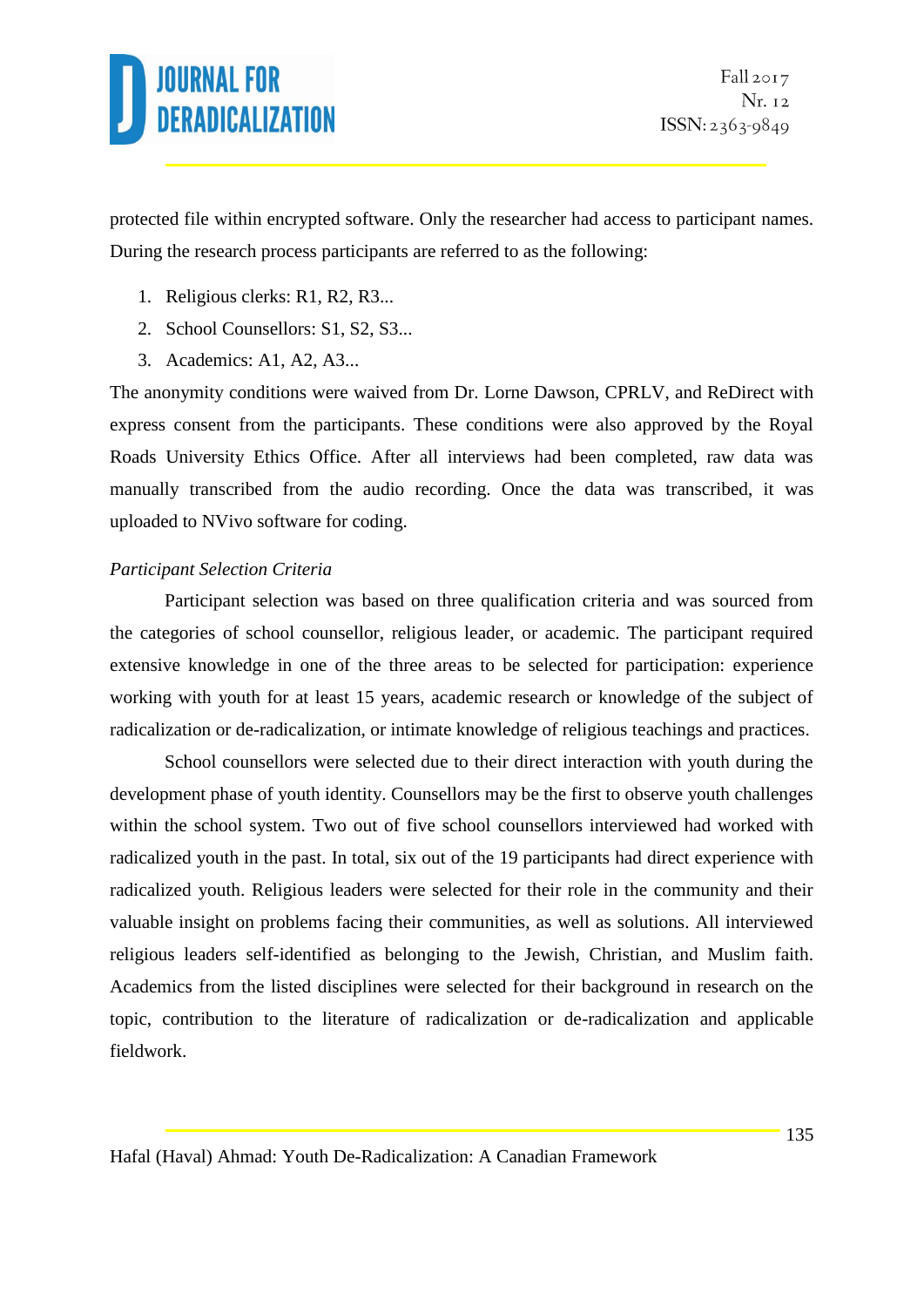protected file within encrypted software. Only the researcher had access to participant names. During the research process participants are referred to as the following:

1. Religious clerks: R1, R2, R3...
2. School Counsellors: S1, S2, S3...
3. Academics: A1, A2, A3...

The anonymity conditions were waived from Dr. Lorne Dawson, CPRLV, and ReDirect with express consent from the participants. These conditions were also approved by the Royal Roads University Ethics Office. After all interviews had been completed, raw data was manually transcribed from the audio recording. Once the data was transcribed, it was uploaded to NVivo software for coding.

*Participant Selection Criteria*

Participant selection was based on three qualification criteria and was sourced from the categories of school counsellor, religious leader, or academic. The participant required extensive knowledge in one of the three areas to be selected for participation: experience working with youth for at least 15 years, academic research or knowledge of the subject of radicalization or de-radicalization, or intimate knowledge of religious teachings and practices.

School counsellors were selected due to their direct interaction with youth during the development phase of youth identity. Counsellors may be the first to observe youth challenges within the school system. Two out of five school counsellors interviewed had worked with radicalized youth in the past. In total, six out of the 19 participants had direct experience with radicalized youth. Religious leaders were selected for their role in the community and their valuable insight on problems facing their communities, as well as solutions. All interviewed religious leaders self-identified as belonging to the Jewish, Christian, and Muslim faith. Academics from the listed disciplines were selected for their background in research on the topic, contribution to the literature of radicalization or de-radicalization and applicable fieldwork.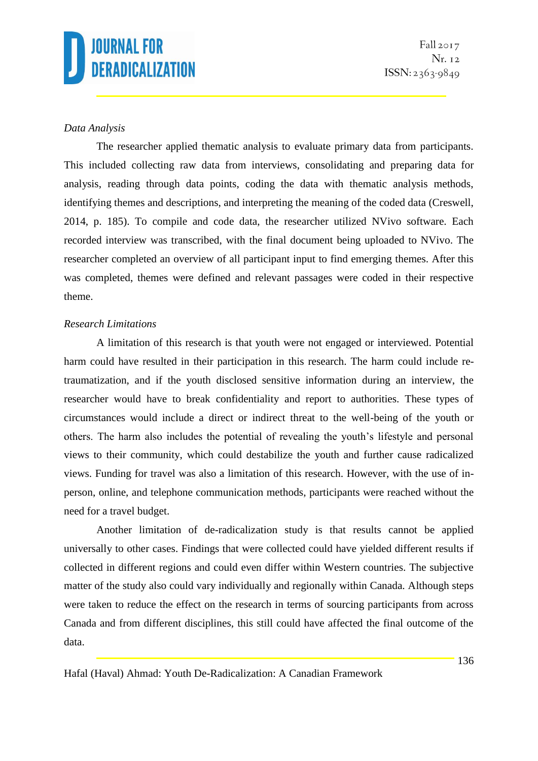*Data Analysis*

The researcher applied thematic analysis to evaluate primary data from participants. This included collecting raw data from interviews, consolidating and preparing data for analysis, reading through data points, coding the data with thematic analysis methods, identifying themes and descriptions, and interpreting the meaning of the coded data (Creswell, 2014, p. 185). To compile and code data, the researcher utilized NVivo software. Each recorded interview was transcribed, with the final document being uploaded to NVivo. The researcher completed an overview of all participant input to find emerging themes. After this was completed, themes were defined and relevant passages were coded in their respective theme.

*Research Limitations*

A limitation of this research is that youth were not engaged or interviewed. Potential harm could have resulted in their participation in this research. The harm could include re-traumatization, and if the youth disclosed sensitive information during an interview, the researcher would have to break confidentiality and report to authorities. These types of circumstances would include a direct or indirect threat to the well-being of the youth or others. The harm also includes the potential of revealing the youth's lifestyle and personal views to their community, which could destabilize the youth and further cause radicalized views. Funding for travel was also a limitation of this research. However, with the use of in-person, online, and telephone communication methods, participants were reached without the need for a travel budget.

Another limitation of de-radicalization study is that results cannot be applied universally to other cases. Findings that were collected could have yielded different results if collected in different regions and could even differ within Western countries. The subjective matter of the study also could vary individually and regionally within Canada. Although steps were taken to reduce the effect on the research in terms of sourcing participants from across Canada and from different disciplines, this still could have affected the final outcome of the data.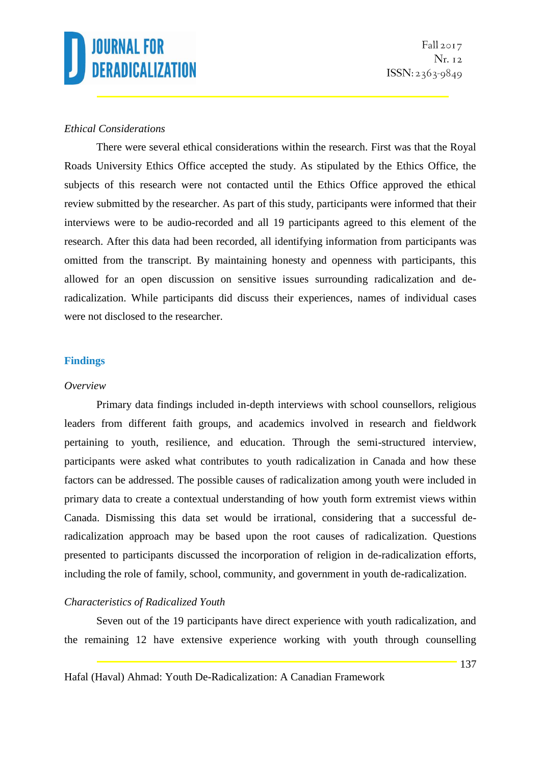*Ethical Considerations*

There were several ethical considerations within the research. First was that the Royal Roads University Ethics Office accepted the study. As stipulated by the Ethics Office, the subjects of this research were not contacted until the Ethics Office approved the ethical review submitted by the researcher. As part of this study, participants were informed that their interviews were to be audio-recorded and all 19 participants agreed to this element of the research. After this data had been recorded, all identifying information from participants was omitted from the transcript. By maintaining honesty and openness with participants, this allowed for an open discussion on sensitive issues surrounding radicalization and de-radicalization. While participants did discuss their experiences, names of individual cases were not disclosed to the researcher.

## Findings

*Overview*

Primary data findings included in-depth interviews with school counsellors, religious leaders from different faith groups, and academics involved in research and fieldwork pertaining to youth, resilience, and education. Through the semi-structured interview, participants were asked what contributes to youth radicalization in Canada and how these factors can be addressed. The possible causes of radicalization among youth were included in primary data to create a contextual understanding of how youth form extremist views within Canada. Dismissing this data set would be irrational, considering that a successful de-radicalization approach may be based upon the root causes of radicalization. Questions presented to participants discussed the incorporation of religion in de-radicalization efforts, including the role of family, school, community, and government in youth de-radicalization.

*Characteristics of Radicalized Youth*

Seven out of the 19 participants have direct experience with youth radicalization, and the remaining 12 have extensive experience working with youth through counselling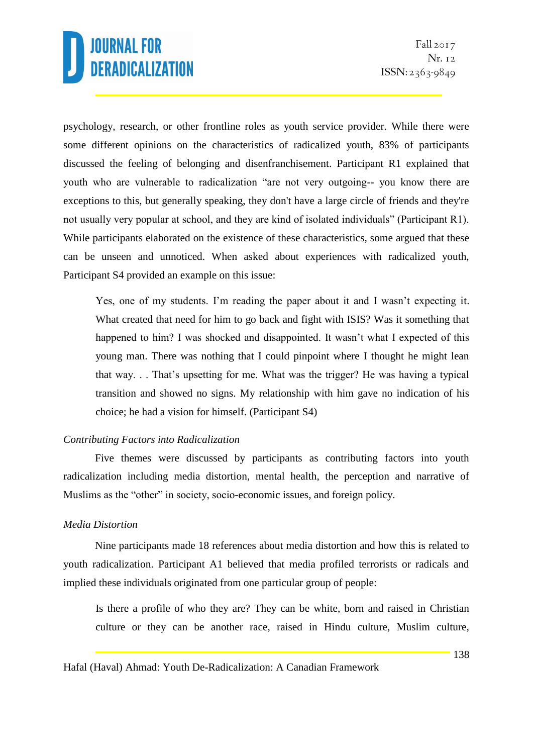psychology, research, or other frontline roles as youth service provider. While there were some different opinions on the characteristics of radicalized youth, 83% of participants discussed the feeling of belonging and disenfranchisement. Participant R1 explained that youth who are vulnerable to radicalization "are not very outgoing-- you know there are exceptions to this, but generally speaking, they don't have a large circle of friends and they're not usually very popular at school, and they are kind of isolated individuals" (Participant R1). While participants elaborated on the existence of these characteristics, some argued that these can be unseen and unnoticed. When asked about experiences with radicalized youth, Participant S4 provided an example on this issue:

> Yes, one of my students. I'm reading the paper about it and I wasn't expecting it. What created that need for him to go back and fight with ISIS? Was it something that happened to him? I was shocked and disappointed. It wasn't what I expected of this young man. There was nothing that I could pinpoint where I thought he might lean that way. . . That's upsetting for me. What was the trigger? He was having a typical transition and showed no signs. My relationship with him gave no indication of his choice; he had a vision for himself. (Participant S4)

*Contributing Factors into Radicalization*

Five themes were discussed by participants as contributing factors into youth radicalization including media distortion, mental health, the perception and narrative of Muslims as the "other" in society, socio-economic issues, and foreign policy.

*Media Distortion*

Nine participants made 18 references about media distortion and how this is related to youth radicalization. Participant A1 believed that media profiled terrorists or radicals and implied these individuals originated from one particular group of people:

> Is there a profile of who they are? They can be white, born and raised in Christian culture or they can be another race, raised in Hindu culture, Muslim culture,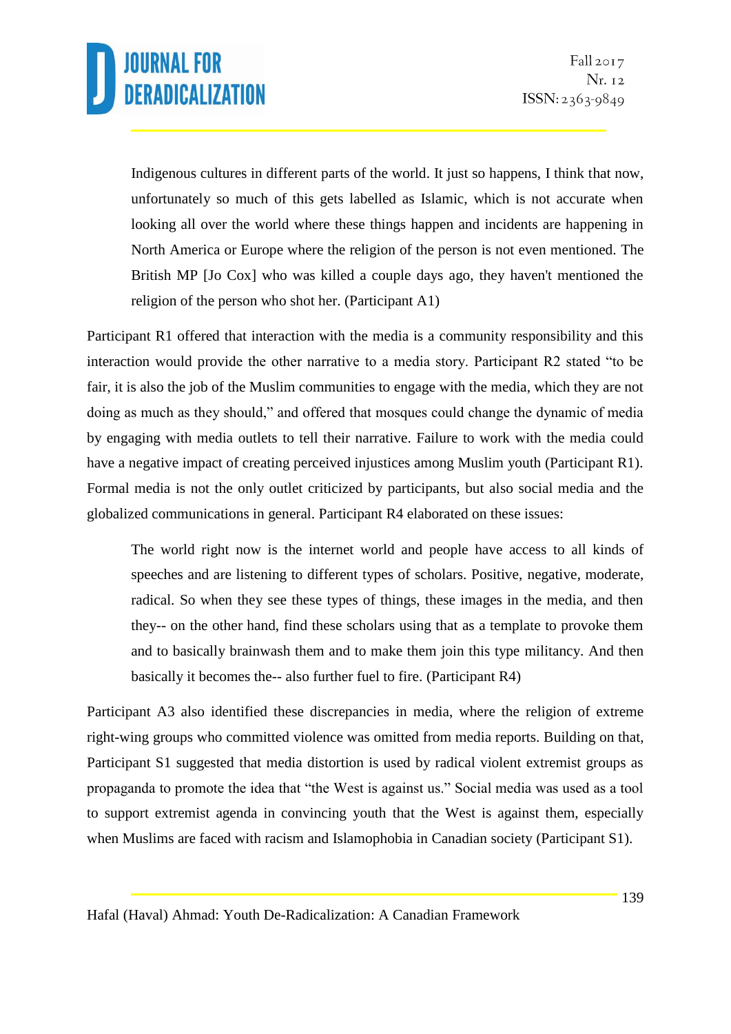> Indigenous cultures in different parts of the world. It just so happens, I think that now, unfortunately so much of this gets labelled as Islamic, which is not accurate when looking all over the world where these things happen and incidents are happening in North America or Europe where the religion of the person is not even mentioned. The British MP [Jo Cox] who was killed a couple days ago, they haven't mentioned the religion of the person who shot her. (Participant A1)

Participant R1 offered that interaction with the media is a community responsibility and this interaction would provide the other narrative to a media story. Participant R2 stated "to be fair, it is also the job of the Muslim communities to engage with the media, which they are not doing as much as they should," and offered that mosques could change the dynamic of media by engaging with media outlets to tell their narrative. Failure to work with the media could have a negative impact of creating perceived injustices among Muslim youth (Participant R1). Formal media is not the only outlet criticized by participants, but also social media and the globalized communications in general. Participant R4 elaborated on these issues:

> The world right now is the internet world and people have access to all kinds of speeches and are listening to different types of scholars. Positive, negative, moderate, radical. So when they see these types of things, these images in the media, and then they-- on the other hand, find these scholars using that as a template to provoke them and to basically brainwash them and to make them join this type militancy. And then basically it becomes the-- also further fuel to fire. (Participant R4)

Participant A3 also identified these discrepancies in media, where the religion of extreme right-wing groups who committed violence was omitted from media reports. Building on that, Participant S1 suggested that media distortion is used by radical violent extremist groups as propaganda to promote the idea that "the West is against us." Social media was used as a tool to support extremist agenda in convincing youth that the West is against them, especially when Muslims are faced with racism and Islamophobia in Canadian society (Participant S1).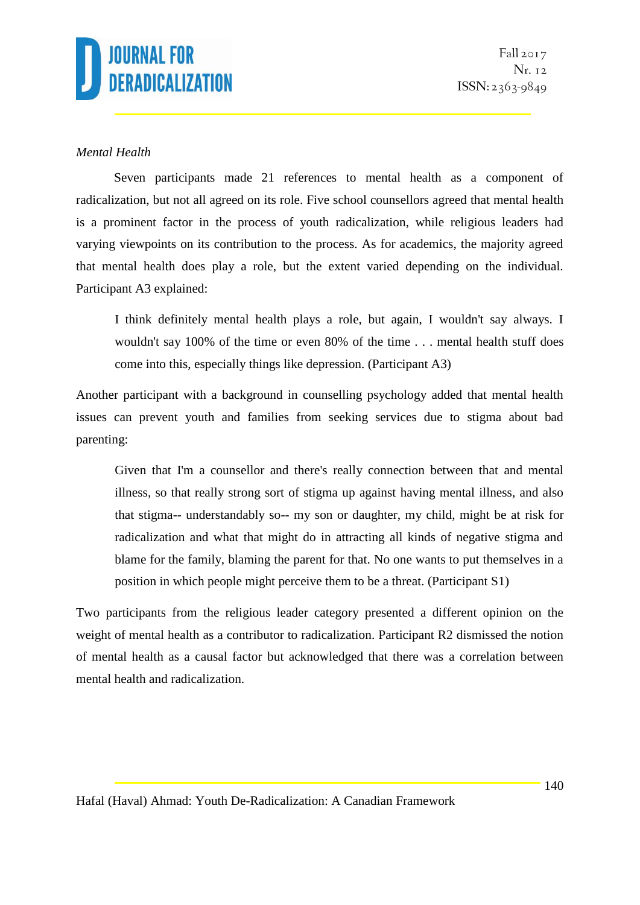*Mental Health*

Seven participants made 21 references to mental health as a component of radicalization, but not all agreed on its role. Five school counsellors agreed that mental health is a prominent factor in the process of youth radicalization, while religious leaders had varying viewpoints on its contribution to the process. As for academics, the majority agreed that mental health does play a role, but the extent varied depending on the individual. Participant A3 explained:

> I think definitely mental health plays a role, but again, I wouldn't say always. I wouldn't say 100% of the time or even 80% of the time . . . mental health stuff does come into this, especially things like depression. (Participant A3)

Another participant with a background in counselling psychology added that mental health issues can prevent youth and families from seeking services due to stigma about bad parenting:

> Given that I'm a counsellor and there's really connection between that and mental illness, so that really strong sort of stigma up against having mental illness, and also that stigma-- understandably so-- my son or daughter, my child, might be at risk for radicalization and what that might do in attracting all kinds of negative stigma and blame for the family, blaming the parent for that. No one wants to put themselves in a position in which people might perceive them to be a threat. (Participant S1)

Two participants from the religious leader category presented a different opinion on the weight of mental health as a contributor to radicalization. Participant R2 dismissed the notion of mental health as a causal factor but acknowledged that there was a correlation between mental health and radicalization.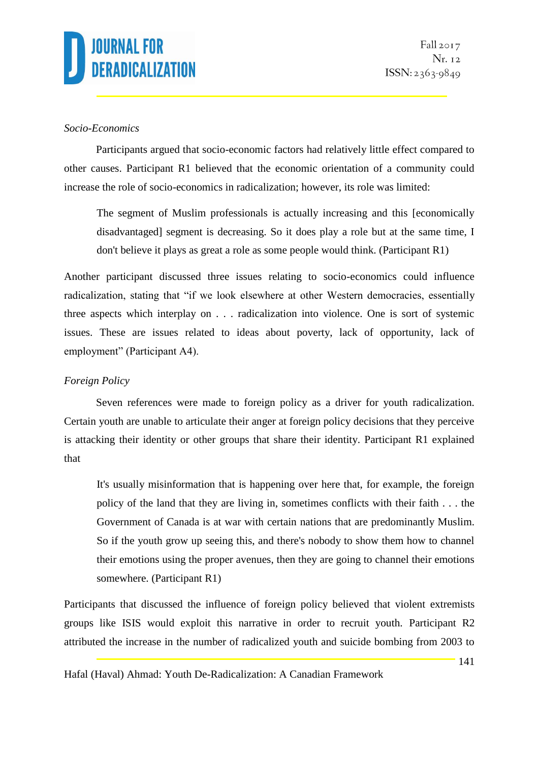*Socio-Economics*

Participants argued that socio-economic factors had relatively little effect compared to other causes. Participant R1 believed that the economic orientation of a community could increase the role of socio-economics in radicalization; however, its role was limited:

> The segment of Muslim professionals is actually increasing and this [economically disadvantaged] segment is decreasing. So it does play a role but at the same time, I don't believe it plays as great a role as some people would think. (Participant R1)

Another participant discussed three issues relating to socio-economics could influence radicalization, stating that "if we look elsewhere at other Western democracies, essentially three aspects which interplay on . . . radicalization into violence. One is sort of systemic issues. These are issues related to ideas about poverty, lack of opportunity, lack of employment" (Participant A4).

*Foreign Policy*

Seven references were made to foreign policy as a driver for youth radicalization. Certain youth are unable to articulate their anger at foreign policy decisions that they perceive is attacking their identity or other groups that share their identity. Participant R1 explained that

> It's usually misinformation that is happening over here that, for example, the foreign policy of the land that they are living in, sometimes conflicts with their faith . . . the Government of Canada is at war with certain nations that are predominantly Muslim. So if the youth grow up seeing this, and there's nobody to show them how to channel their emotions using the proper avenues, then they are going to channel their emotions somewhere. (Participant R1)

Participants that discussed the influence of foreign policy believed that violent extremists groups like ISIS would exploit this narrative in order to recruit youth. Participant R2 attributed the increase in the number of radicalized youth and suicide bombing from 2003 to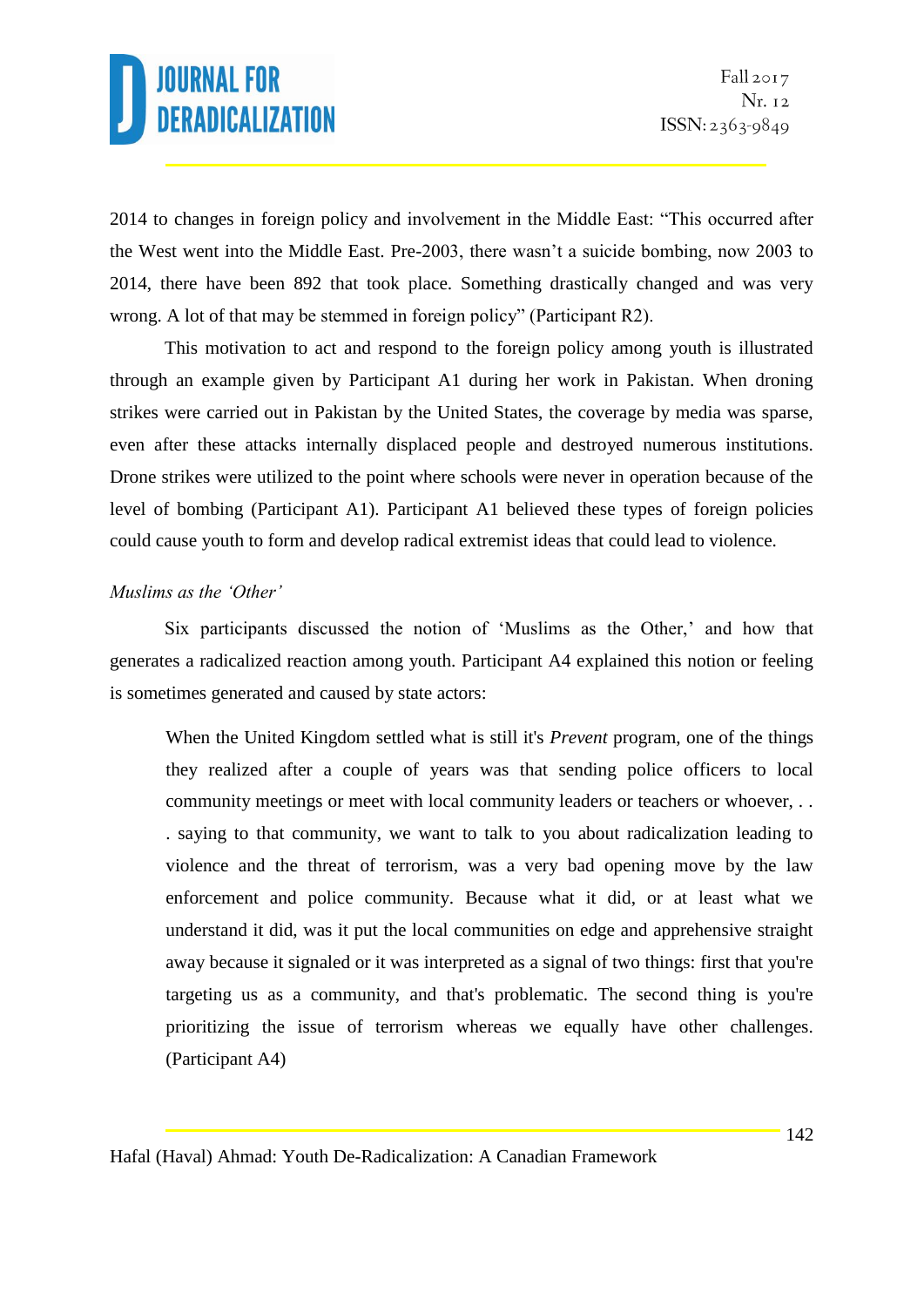2014 to changes in foreign policy and involvement in the Middle East: "This occurred after the West went into the Middle East. Pre-2003, there wasn't a suicide bombing, now 2003 to 2014, there have been 892 that took place. Something drastically changed and was very wrong. A lot of that may be stemmed in foreign policy" (Participant R2).

This motivation to act and respond to the foreign policy among youth is illustrated through an example given by Participant A1 during her work in Pakistan. When droning strikes were carried out in Pakistan by the United States, the coverage by media was sparse, even after these attacks internally displaced people and destroyed numerous institutions. Drone strikes were utilized to the point where schools were never in operation because of the level of bombing (Participant A1). Participant A1 believed these types of foreign policies could cause youth to form and develop radical extremist ideas that could lead to violence.

*Muslims as the 'Other'*

Six participants discussed the notion of 'Muslims as the Other,' and how that generates a radicalized reaction among youth. Participant A4 explained this notion or feeling is sometimes generated and caused by state actors:

> When the United Kingdom settled what is still it's *Prevent* program, one of the things they realized after a couple of years was that sending police officers to local community meetings or meet with local community leaders or teachers or whoever, . . . saying to that community, we want to talk to you about radicalization leading to violence and the threat of terrorism, was a very bad opening move by the law enforcement and police community. Because what it did, or at least what we understand it did, was it put the local communities on edge and apprehensive straight away because it signaled or it was interpreted as a signal of two things: first that you're targeting us as a community, and that's problematic. The second thing is you're prioritizing the issue of terrorism whereas we equally have other challenges. (Participant A4)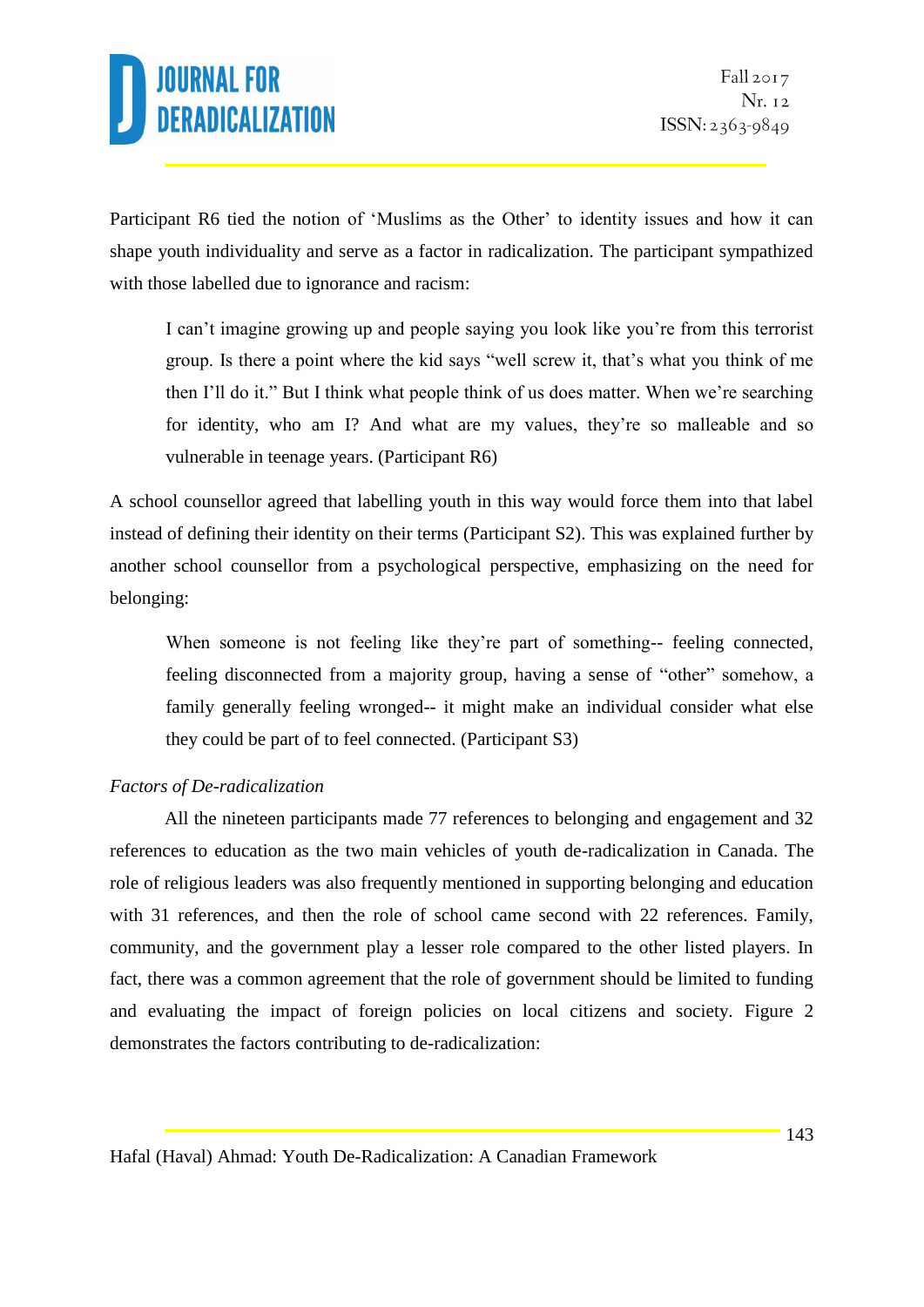Participant R6 tied the notion of 'Muslims as the Other' to identity issues and how it can shape youth individuality and serve as a factor in radicalization. The participant sympathized with those labelled due to ignorance and racism:

> I can't imagine growing up and people saying you look like you're from this terrorist group. Is there a point where the kid says "well screw it, that's what you think of me then I'll do it." But I think what people think of us does matter. When we're searching for identity, who am I? And what are my values, they're so malleable and so vulnerable in teenage years. (Participant R6)

A school counsellor agreed that labelling youth in this way would force them into that label instead of defining their identity on their terms (Participant S2). This was explained further by another school counsellor from a psychological perspective, emphasizing on the need for belonging:

> When someone is not feeling like they're part of something-- feeling connected, feeling disconnected from a majority group, having a sense of "other" somehow, a family generally feeling wronged-- it might make an individual consider what else they could be part of to feel connected. (Participant S3)

*Factors of De-radicalization*

All the nineteen participants made 77 references to belonging and engagement and 32 references to education as the two main vehicles of youth de-radicalization in Canada. The role of religious leaders was also frequently mentioned in supporting belonging and education with 31 references, and then the role of school came second with 22 references. Family, community, and the government play a lesser role compared to the other listed players. In fact, there was a common agreement that the role of government should be limited to funding and evaluating the impact of foreign policies on local citizens and society. Figure 2 demonstrates the factors contributing to de-radicalization: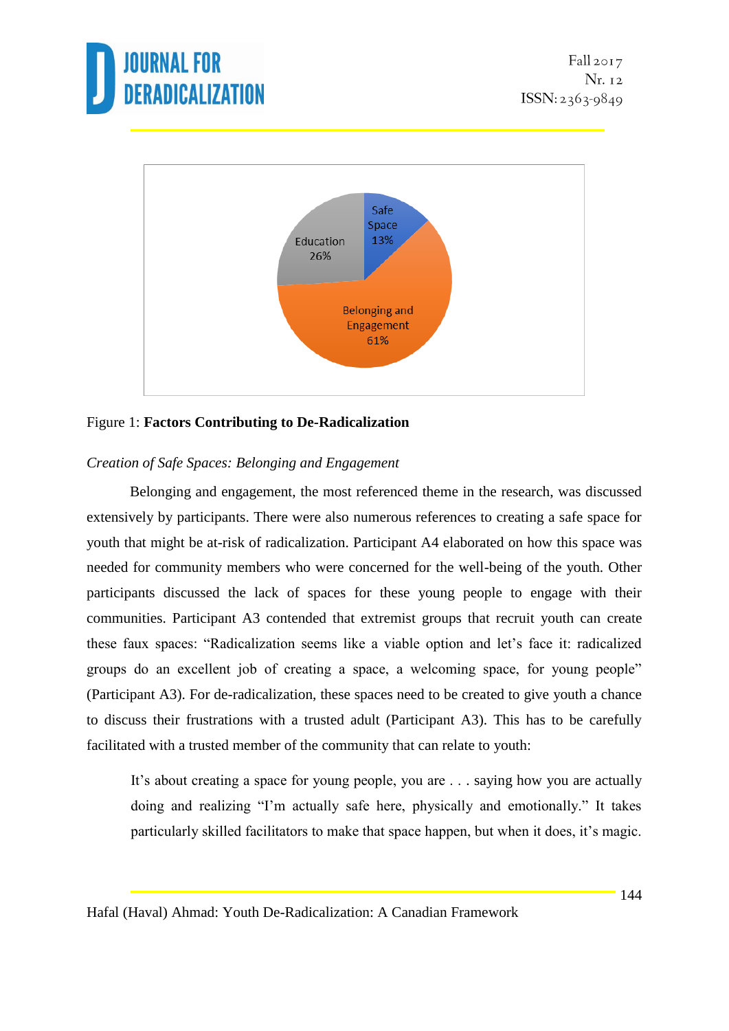Figure 1: **Factors Contributing to De-Radicalization**

*Creation of Safe Spaces: Belonging and Engagement*

Belonging and engagement, the most referenced theme in the research, was discussed extensively by participants. There were also numerous references to creating a safe space for youth that might be at-risk of radicalization. Participant A4 elaborated on how this space was needed for community members who were concerned for the well-being of the youth. Other participants discussed the lack of spaces for these young people to engage with their communities. Participant A3 contended that extremist groups that recruit youth can create these faux spaces: "Radicalization seems like a viable option and let's face it: radicalized groups do an excellent job of creating a space, a welcoming space, for young people" (Participant A3). For de-radicalization, these spaces need to be created to give youth a chance to discuss their frustrations with a trusted adult (Participant A3). This has to be carefully facilitated with a trusted member of the community that can relate to youth:

> It's about creating a space for young people, you are . . . saying how you are actually doing and realizing "I'm actually safe here, physically and emotionally." It takes particularly skilled facilitators to make that space happen, but when it does, it's magic.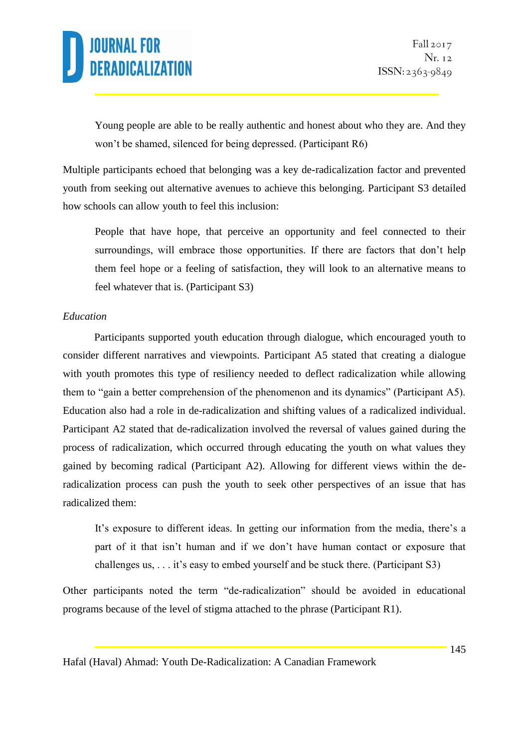> Young people are able to be really authentic and honest about who they are. And they won't be shamed, silenced for being depressed. (Participant R6)

Multiple participants echoed that belonging was a key de-radicalization factor and prevented youth from seeking out alternative avenues to achieve this belonging. Participant S3 detailed how schools can allow youth to feel this inclusion:

> People that have hope, that perceive an opportunity and feel connected to their surroundings, will embrace those opportunities. If there are factors that don't help them feel hope or a feeling of satisfaction, they will look to an alternative means to feel whatever that is. (Participant S3)

*Education*

Participants supported youth education through dialogue, which encouraged youth to consider different narratives and viewpoints. Participant A5 stated that creating a dialogue with youth promotes this type of resiliency needed to deflect radicalization while allowing them to "gain a better comprehension of the phenomenon and its dynamics" (Participant A5). Education also had a role in de-radicalization and shifting values of a radicalized individual. Participant A2 stated that de-radicalization involved the reversal of values gained during the process of radicalization, which occurred through educating the youth on what values they gained by becoming radical (Participant A2). Allowing for different views within the de-radicalization process can push the youth to seek other perspectives of an issue that has radicalized them:

> It's exposure to different ideas. In getting our information from the media, there's a part of it that isn't human and if we don't have human contact or exposure that challenges us, . . . it's easy to embed yourself and be stuck there. (Participant S3)

Other participants noted the term "de-radicalization" should be avoided in educational programs because of the level of stigma attached to the phrase (Participant R1).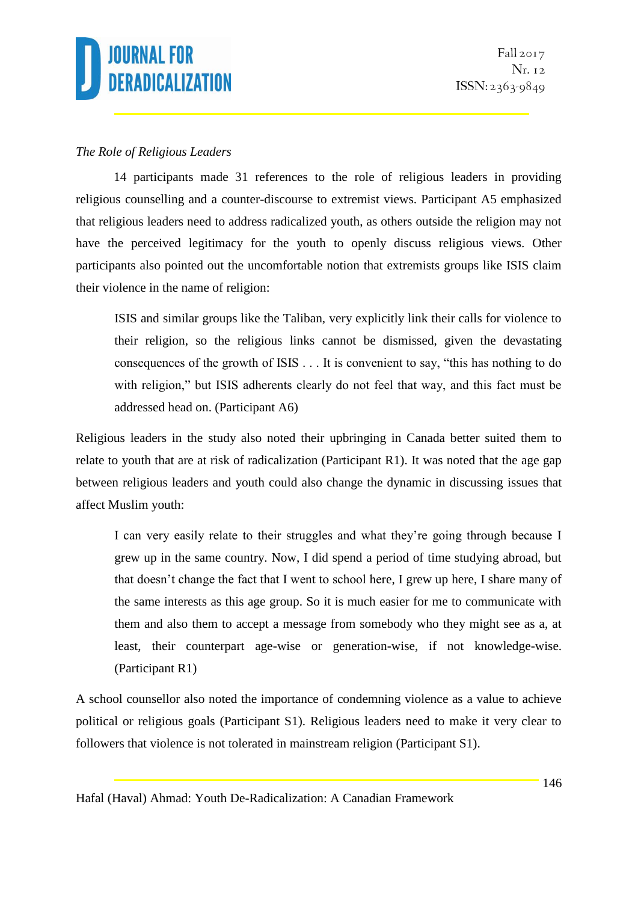*The Role of Religious Leaders*

14 participants made 31 references to the role of religious leaders in providing religious counselling and a counter-discourse to extremist views. Participant A5 emphasized that religious leaders need to address radicalized youth, as others outside the religion may not have the perceived legitimacy for the youth to openly discuss religious views. Other participants also pointed out the uncomfortable notion that extremists groups like ISIS claim their violence in the name of religion:

> ISIS and similar groups like the Taliban, very explicitly link their calls for violence to their religion, so the religious links cannot be dismissed, given the devastating consequences of the growth of ISIS . . . It is convenient to say, "this has nothing to do with religion," but ISIS adherents clearly do not feel that way, and this fact must be addressed head on. (Participant A6)

Religious leaders in the study also noted their upbringing in Canada better suited them to relate to youth that are at risk of radicalization (Participant R1). It was noted that the age gap between religious leaders and youth could also change the dynamic in discussing issues that affect Muslim youth:

> I can very easily relate to their struggles and what they're going through because I grew up in the same country. Now, I did spend a period of time studying abroad, but that doesn't change the fact that I went to school here, I grew up here, I share many of the same interests as this age group. So it is much easier for me to communicate with them and also them to accept a message from somebody who they might see as a, at least, their counterpart age-wise or generation-wise, if not knowledge-wise. (Participant R1)

A school counsellor also noted the importance of condemning violence as a value to achieve political or religious goals (Participant S1). Religious leaders need to make it very clear to followers that violence is not tolerated in mainstream religion (Participant S1).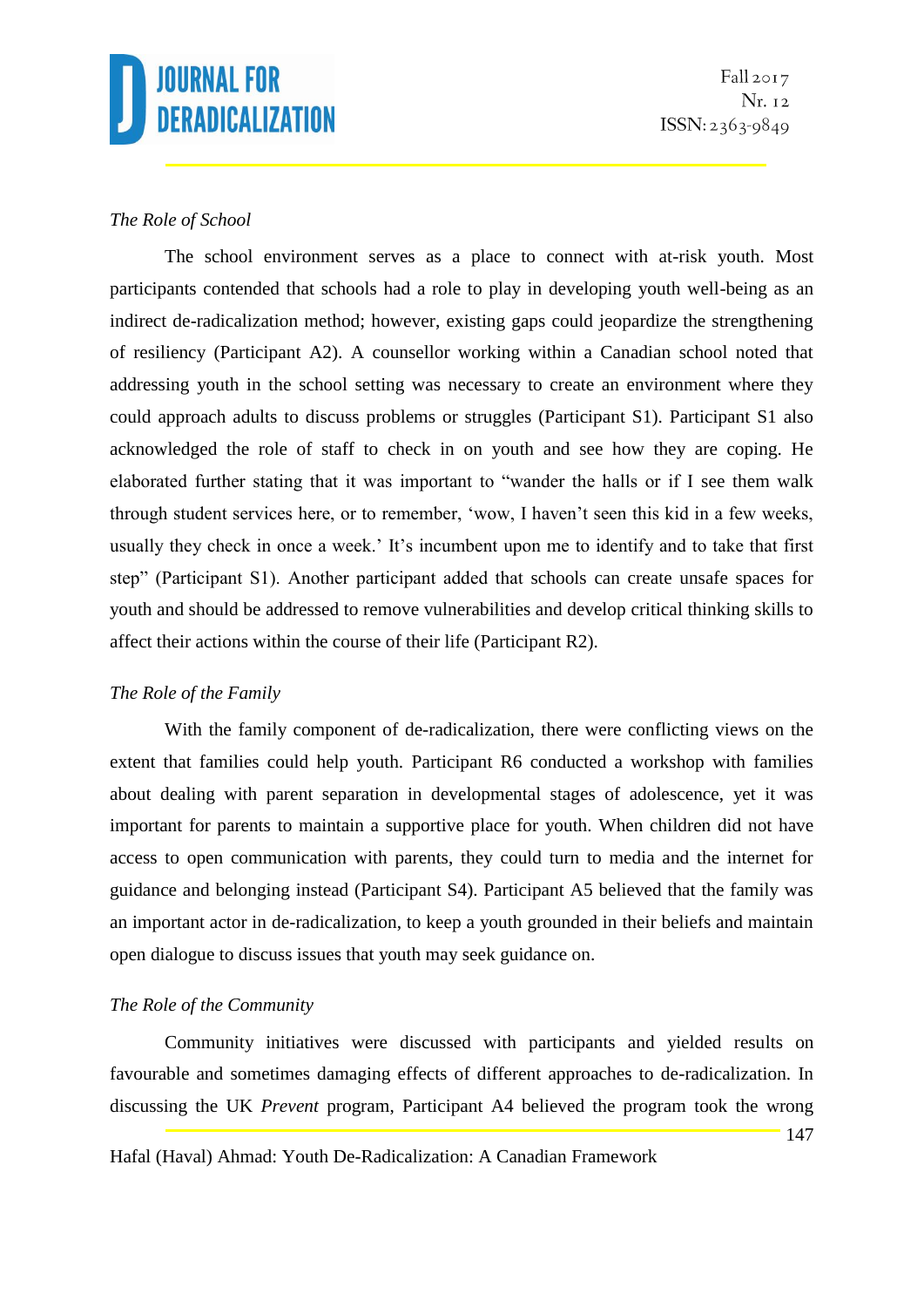*The Role of School*

The school environment serves as a place to connect with at-risk youth. Most participants contended that schools had a role to play in developing youth well-being as an indirect de-radicalization method; however, existing gaps could jeopardize the strengthening of resiliency (Participant A2). A counsellor working within a Canadian school noted that addressing youth in the school setting was necessary to create an environment where they could approach adults to discuss problems or struggles (Participant S1). Participant S1 also acknowledged the role of staff to check in on youth and see how they are coping. He elaborated further stating that it was important to "wander the halls or if I see them walk through student services here, or to remember, 'wow, I haven't seen this kid in a few weeks, usually they check in once a week.' It's incumbent upon me to identify and to take that first step" (Participant S1). Another participant added that schools can create unsafe spaces for youth and should be addressed to remove vulnerabilities and develop critical thinking skills to affect their actions within the course of their life (Participant R2).

*The Role of the Family*

With the family component of de-radicalization, there were conflicting views on the extent that families could help youth. Participant R6 conducted a workshop with families about dealing with parent separation in developmental stages of adolescence, yet it was important for parents to maintain a supportive place for youth. When children did not have access to open communication with parents, they could turn to media and the internet for guidance and belonging instead (Participant S4). Participant A5 believed that the family was an important actor in de-radicalization, to keep a youth grounded in their beliefs and maintain open dialogue to discuss issues that youth may seek guidance on.

*The Role of the Community*

Community initiatives were discussed with participants and yielded results on favourable and sometimes damaging effects of different approaches to de-radicalization. In discussing the UK *Prevent* program, Participant A4 believed the program took the wrong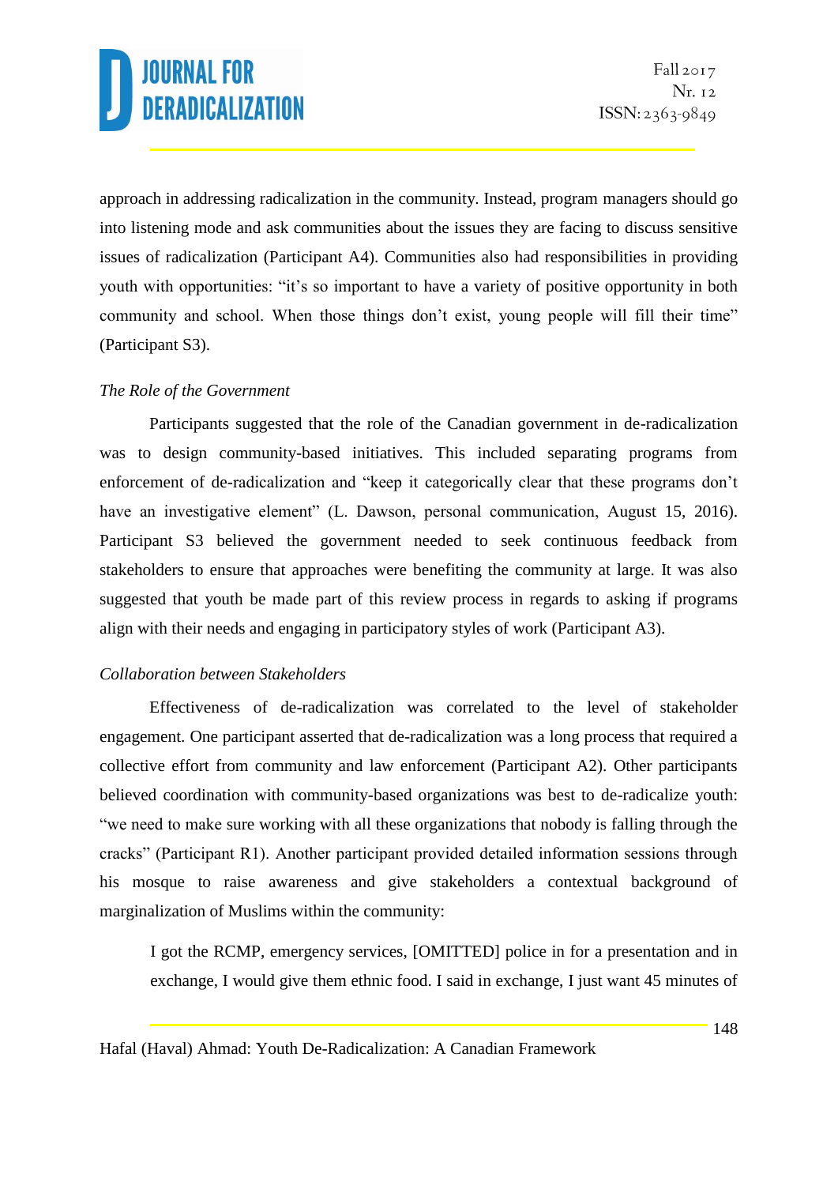approach in addressing radicalization in the community. Instead, program managers should go into listening mode and ask communities about the issues they are facing to discuss sensitive issues of radicalization (Participant A4). Communities also had responsibilities in providing youth with opportunities: "it's so important to have a variety of positive opportunity in both community and school. When those things don't exist, young people will fill their time" (Participant S3).

*The Role of the Government*

Participants suggested that the role of the Canadian government in de-radicalization was to design community-based initiatives. This included separating programs from enforcement of de-radicalization and "keep it categorically clear that these programs don't have an investigative element" (L. Dawson, personal communication, August 15, 2016). Participant S3 believed the government needed to seek continuous feedback from stakeholders to ensure that approaches were benefiting the community at large. It was also suggested that youth be made part of this review process in regards to asking if programs align with their needs and engaging in participatory styles of work (Participant A3).

*Collaboration between Stakeholders*

Effectiveness of de-radicalization was correlated to the level of stakeholder engagement. One participant asserted that de-radicalization was a long process that required a collective effort from community and law enforcement (Participant A2). Other participants believed coordination with community-based organizations was best to de-radicalize youth: "we need to make sure working with all these organizations that nobody is falling through the cracks" (Participant R1). Another participant provided detailed information sessions through his mosque to raise awareness and give stakeholders a contextual background of marginalization of Muslims within the community:

> I got the RCMP, emergency services, [OMITTED] police in for a presentation and in exchange, I would give them ethnic food. I said in exchange, I just want 45 minutes of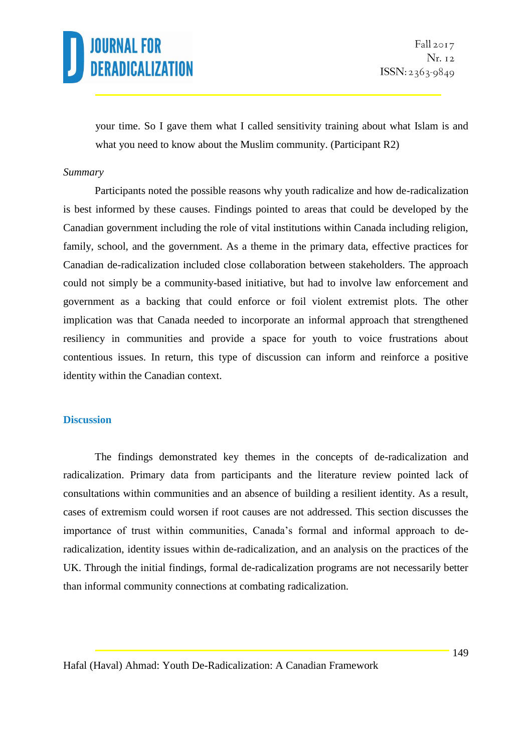your time. So I gave them what I called sensitivity training about what Islam is and what you need to know about the Muslim community. (Participant R2)

*Summary*

Participants noted the possible reasons why youth radicalize and how de-radicalization is best informed by these causes. Findings pointed to areas that could be developed by the Canadian government including the role of vital institutions within Canada including religion, family, school, and the government. As a theme in the primary data, effective practices for Canadian de-radicalization included close collaboration between stakeholders. The approach could not simply be a community-based initiative, but had to involve law enforcement and government as a backing that could enforce or foil violent extremist plots. The other implication was that Canada needed to incorporate an informal approach that strengthened resiliency in communities and provide a space for youth to voice frustrations about contentious issues. In return, this type of discussion can inform and reinforce a positive identity within the Canadian context.

## Discussion

The findings demonstrated key themes in the concepts of de-radicalization and radicalization. Primary data from participants and the literature review pointed lack of consultations within communities and an absence of building a resilient identity. As a result, cases of extremism could worsen if root causes are not addressed. This section discusses the importance of trust within communities, Canada's formal and informal approach to de-radicalization, identity issues within de-radicalization, and an analysis on the practices of the UK. Through the initial findings, formal de-radicalization programs are not necessarily better than informal community connections at combating radicalization.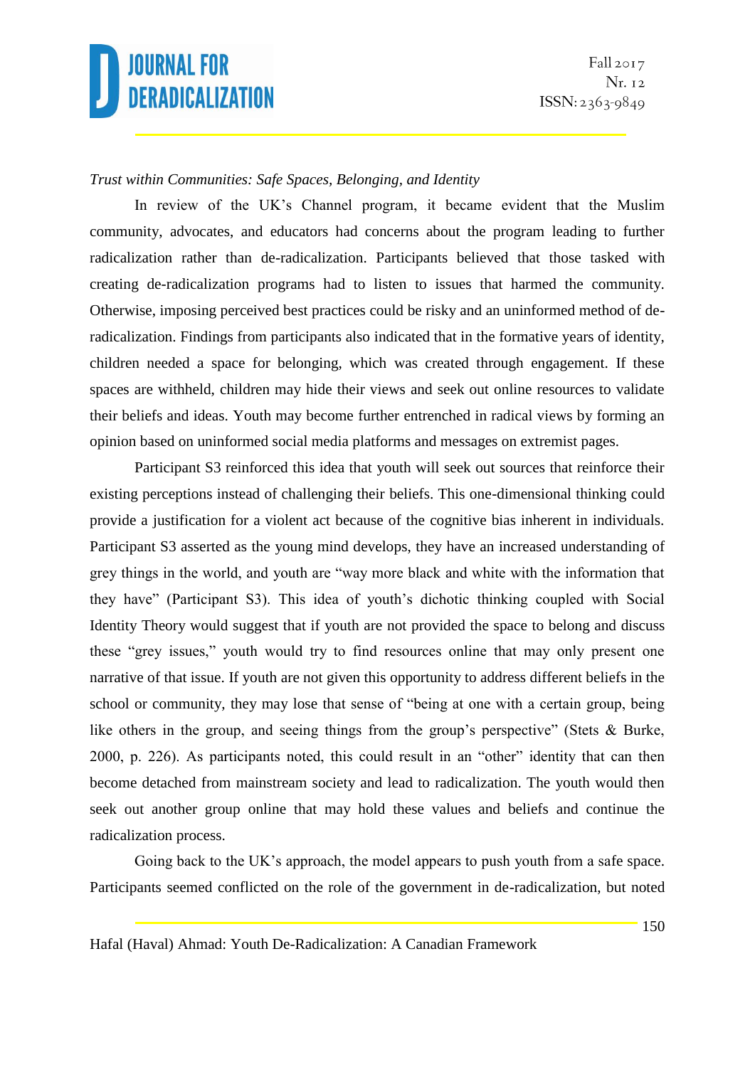*Trust within Communities: Safe Spaces, Belonging, and Identity*

In review of the UK's Channel program, it became evident that the Muslim community, advocates, and educators had concerns about the program leading to further radicalization rather than de-radicalization. Participants believed that those tasked with creating de-radicalization programs had to listen to issues that harmed the community. Otherwise, imposing perceived best practices could be risky and an uninformed method of de-radicalization. Findings from participants also indicated that in the formative years of identity, children needed a space for belonging, which was created through engagement. If these spaces are withheld, children may hide their views and seek out online resources to validate their beliefs and ideas. Youth may become further entrenched in radical views by forming an opinion based on uninformed social media platforms and messages on extremist pages.

Participant S3 reinforced this idea that youth will seek out sources that reinforce their existing perceptions instead of challenging their beliefs. This one-dimensional thinking could provide a justification for a violent act because of the cognitive bias inherent in individuals. Participant S3 asserted as the young mind develops, they have an increased understanding of grey things in the world, and youth are "way more black and white with the information that they have" (Participant S3). This idea of youth's dichotic thinking coupled with Social Identity Theory would suggest that if youth are not provided the space to belong and discuss these "grey issues," youth would try to find resources online that may only present one narrative of that issue. If youth are not given this opportunity to address different beliefs in the school or community, they may lose that sense of "being at one with a certain group, being like others in the group, and seeing things from the group's perspective" (Stets & Burke, 2000, p. 226). As participants noted, this could result in an "other" identity that can then become detached from mainstream society and lead to radicalization. The youth would then seek out another group online that may hold these values and beliefs and continue the radicalization process.

Going back to the UK's approach, the model appears to push youth from a safe space. Participants seemed conflicted on the role of the government in de-radicalization, but noted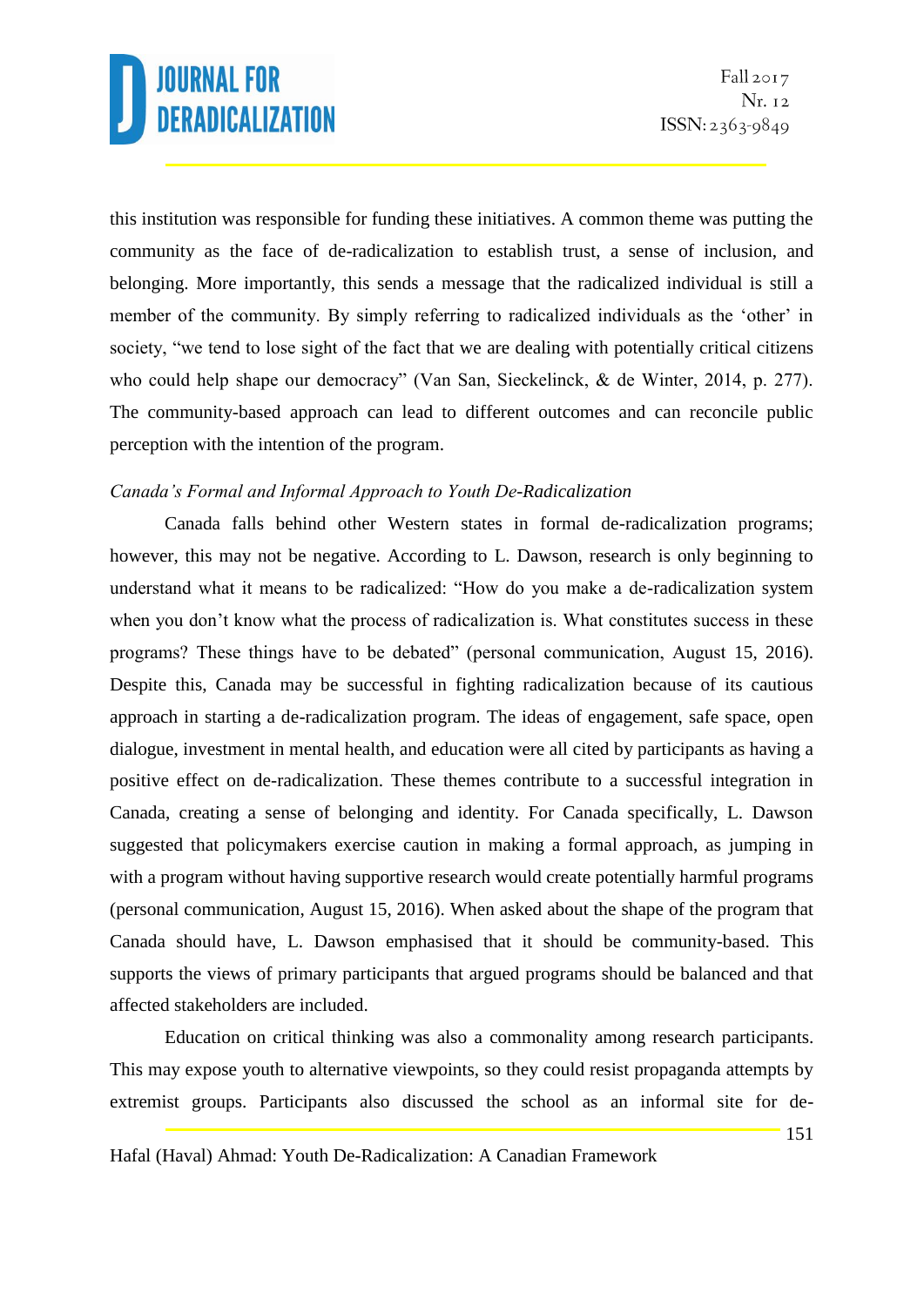this institution was responsible for funding these initiatives. A common theme was putting the community as the face of de-radicalization to establish trust, a sense of inclusion, and belonging. More importantly, this sends a message that the radicalized individual is still a member of the community. By simply referring to radicalized individuals as the 'other' in society, "we tend to lose sight of the fact that we are dealing with potentially critical citizens who could help shape our democracy" (Van San, Sieckelinck, & de Winter, 2014, p. 277). The community-based approach can lead to different outcomes and can reconcile public perception with the intention of the program.

*Canada's Formal and Informal Approach to Youth De-Radicalization*

Canada falls behind other Western states in formal de-radicalization programs; however, this may not be negative. According to L. Dawson, research is only beginning to understand what it means to be radicalized: "How do you make a de-radicalization system when you don't know what the process of radicalization is. What constitutes success in these programs? These things have to be debated" (personal communication, August 15, 2016). Despite this, Canada may be successful in fighting radicalization because of its cautious approach in starting a de-radicalization program. The ideas of engagement, safe space, open dialogue, investment in mental health, and education were all cited by participants as having a positive effect on de-radicalization. These themes contribute to a successful integration in Canada, creating a sense of belonging and identity. For Canada specifically, L. Dawson suggested that policymakers exercise caution in making a formal approach, as jumping in with a program without having supportive research would create potentially harmful programs (personal communication, August 15, 2016). When asked about the shape of the program that Canada should have, L. Dawson emphasised that it should be community-based. This supports the views of primary participants that argued programs should be balanced and that affected stakeholders are included.

Education on critical thinking was also a commonality among research participants. This may expose youth to alternative viewpoints, so they could resist propaganda attempts by extremist groups. Participants also discussed the school as an informal site for de-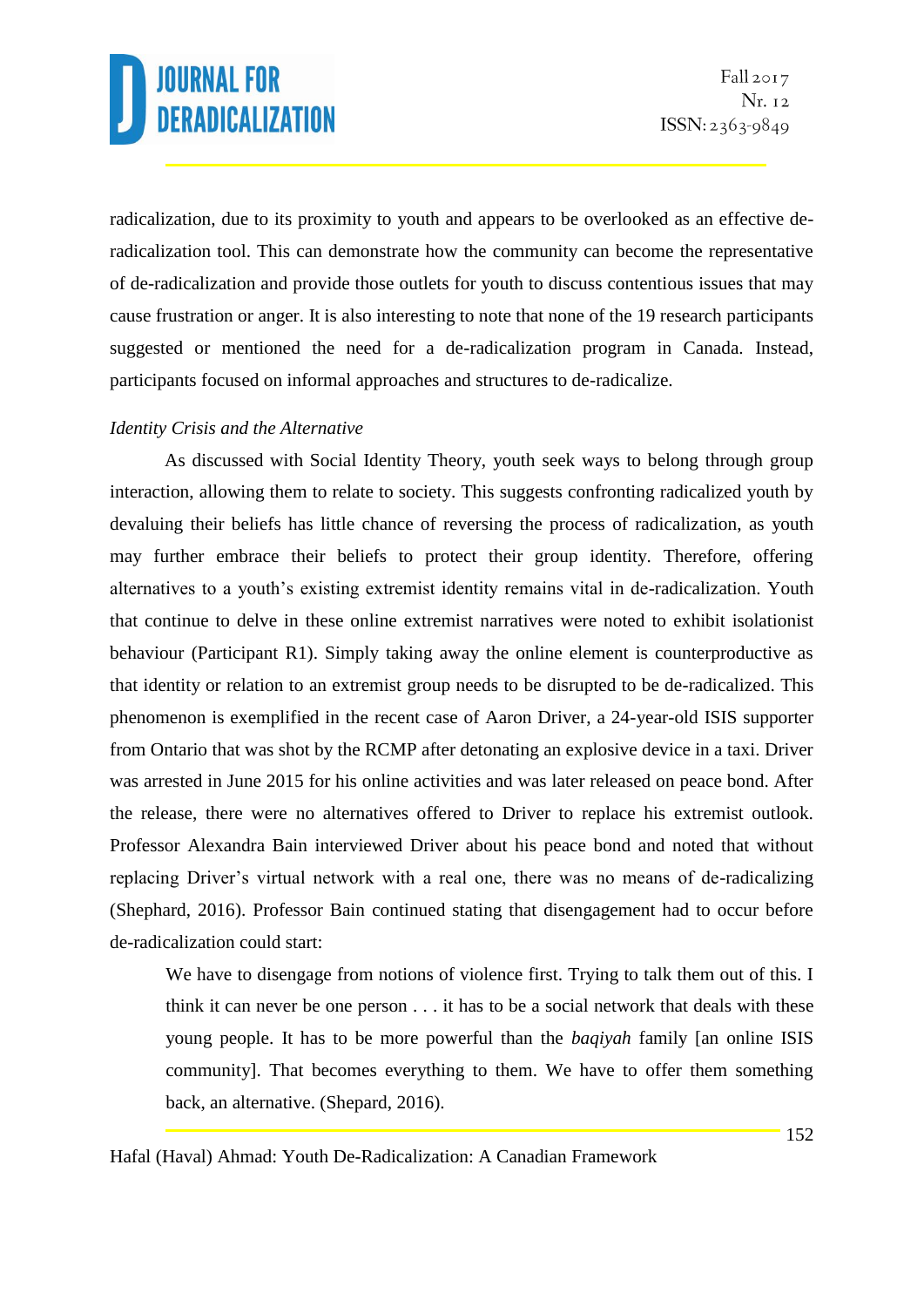radicalization, due to its proximity to youth and appears to be overlooked as an effective de-radicalization tool. This can demonstrate how the community can become the representative of de-radicalization and provide those outlets for youth to discuss contentious issues that may cause frustration or anger. It is also interesting to note that none of the 19 research participants suggested or mentioned the need for a de-radicalization program in Canada. Instead, participants focused on informal approaches and structures to de-radicalize.

*Identity Crisis and the Alternative*

As discussed with Social Identity Theory, youth seek ways to belong through group interaction, allowing them to relate to society. This suggests confronting radicalized youth by devaluing their beliefs has little chance of reversing the process of radicalization, as youth may further embrace their beliefs to protect their group identity. Therefore, offering alternatives to a youth's existing extremist identity remains vital in de-radicalization. Youth that continue to delve in these online extremist narratives were noted to exhibit isolationist behaviour (Participant R1). Simply taking away the online element is counterproductive as that identity or relation to an extremist group needs to be disrupted to be de-radicalized. This phenomenon is exemplified in the recent case of Aaron Driver, a 24-year-old ISIS supporter from Ontario that was shot by the RCMP after detonating an explosive device in a taxi. Driver was arrested in June 2015 for his online activities and was later released on peace bond. After the release, there were no alternatives offered to Driver to replace his extremist outlook. Professor Alexandra Bain interviewed Driver about his peace bond and noted that without replacing Driver's virtual network with a real one, there was no means of de-radicalizing (Shephard, 2016). Professor Bain continued stating that disengagement had to occur before de-radicalization could start:

> We have to disengage from notions of violence first. Trying to talk them out of this. I think it can never be one person . . . it has to be a social network that deals with these young people. It has to be more powerful than the *baqiyah* family [an online ISIS community]. That becomes everything to them. We have to offer them something back, an alternative. (Shepard, 2016).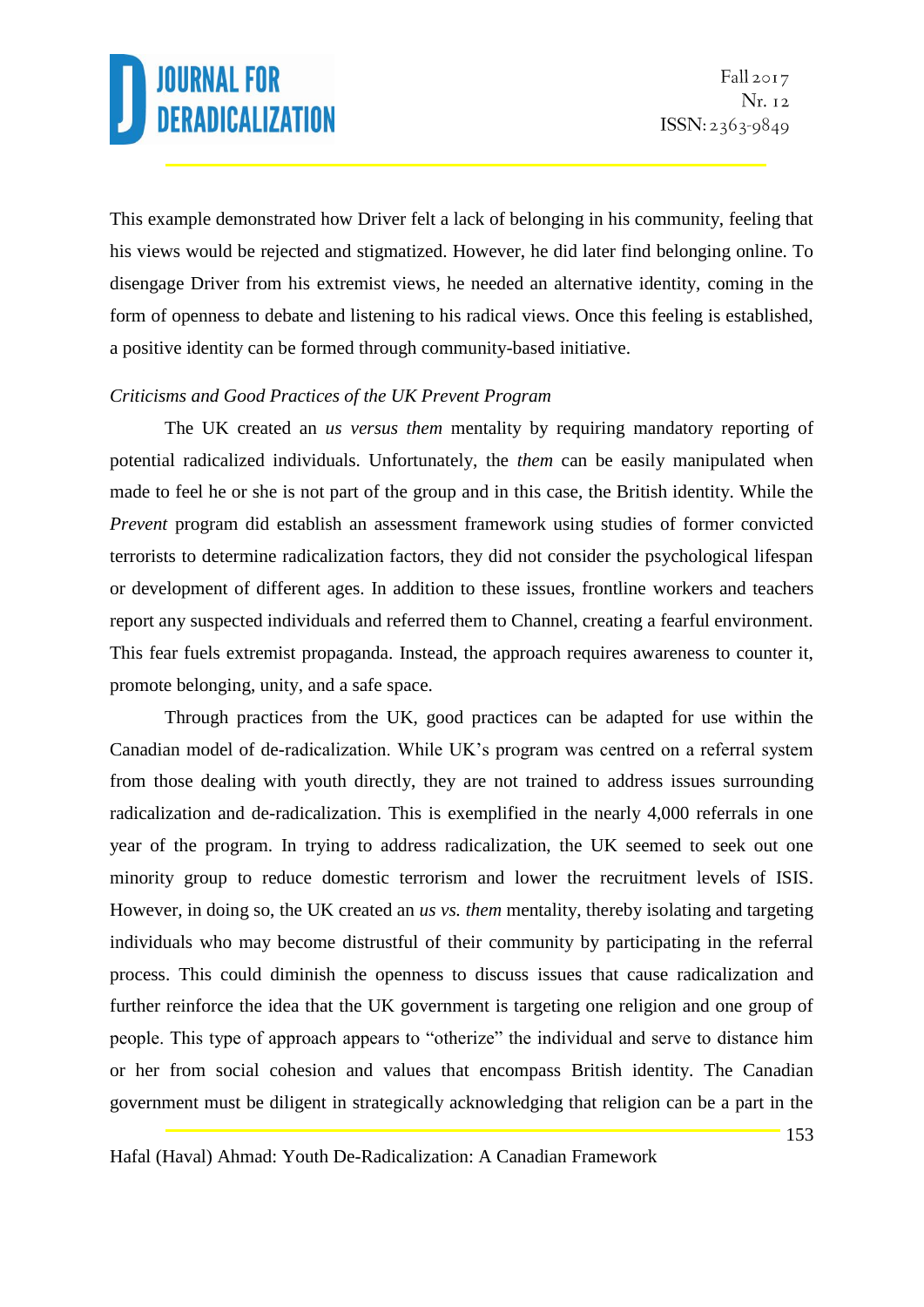This example demonstrated how Driver felt a lack of belonging in his community, feeling that his views would be rejected and stigmatized. However, he did later find belonging online. To disengage Driver from his extremist views, he needed an alternative identity, coming in the form of openness to debate and listening to his radical views. Once this feeling is established, a positive identity can be formed through community-based initiative.

*Criticisms and Good Practices of the UK Prevent Program*

The UK created an *us versus them* mentality by requiring mandatory reporting of potential radicalized individuals. Unfortunately, the *them* can be easily manipulated when made to feel he or she is not part of the group and in this case, the British identity. While the *Prevent* program did establish an assessment framework using studies of former convicted terrorists to determine radicalization factors, they did not consider the psychological lifespan or development of different ages. In addition to these issues, frontline workers and teachers report any suspected individuals and referred them to Channel, creating a fearful environment. This fear fuels extremist propaganda. Instead, the approach requires awareness to counter it, promote belonging, unity, and a safe space.

Through practices from the UK, good practices can be adapted for use within the Canadian model of de-radicalization. While UK's program was centred on a referral system from those dealing with youth directly, they are not trained to address issues surrounding radicalization and de-radicalization. This is exemplified in the nearly 4,000 referrals in one year of the program. In trying to address radicalization, the UK seemed to seek out one minority group to reduce domestic terrorism and lower the recruitment levels of ISIS. However, in doing so, the UK created an *us vs. them* mentality, thereby isolating and targeting individuals who may become distrustful of their community by participating in the referral process. This could diminish the openness to discuss issues that cause radicalization and further reinforce the idea that the UK government is targeting one religion and one group of people. This type of approach appears to "otherize" the individual and serve to distance him or her from social cohesion and values that encompass British identity. The Canadian government must be diligent in strategically acknowledging that religion can be a part in the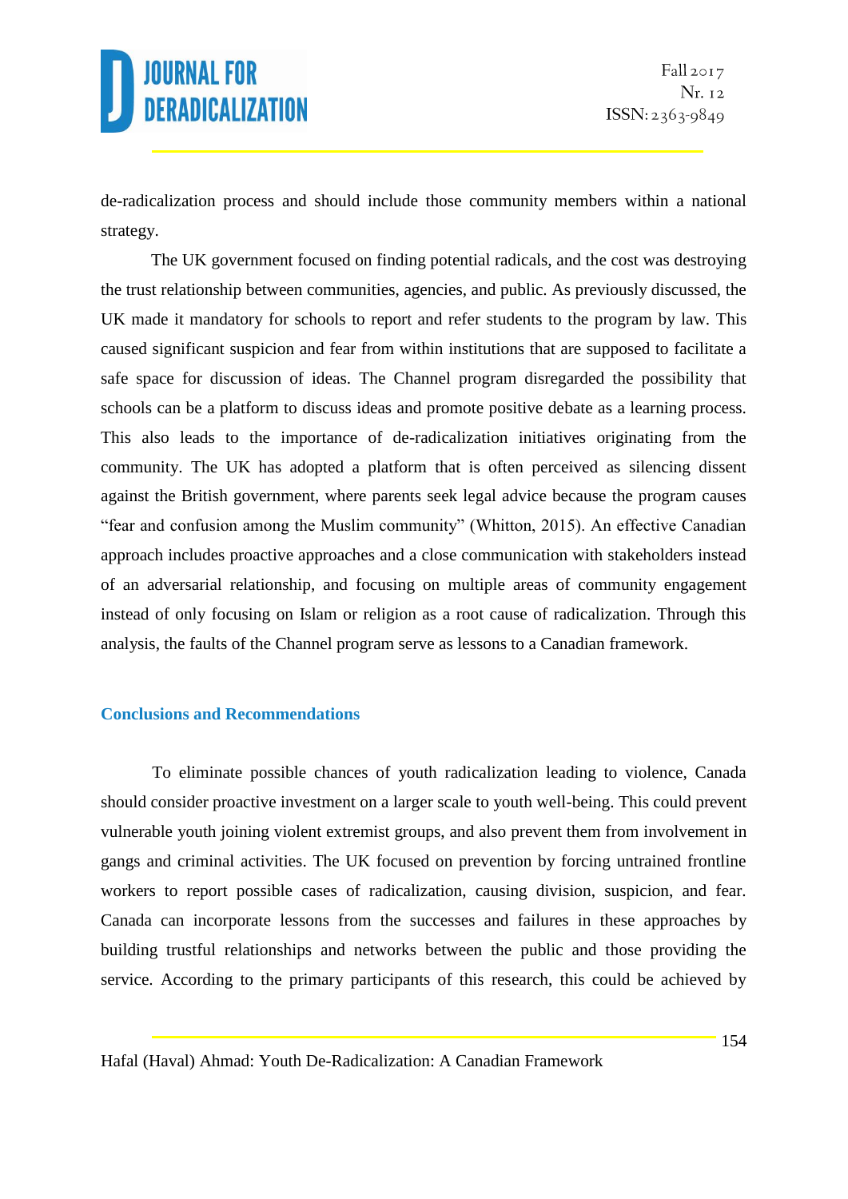de-radicalization process and should include those community members within a national strategy.

The UK government focused on finding potential radicals, and the cost was destroying the trust relationship between communities, agencies, and public. As previously discussed, the UK made it mandatory for schools to report and refer students to the program by law. This caused significant suspicion and fear from within institutions that are supposed to facilitate a safe space for discussion of ideas. The Channel program disregarded the possibility that schools can be a platform to discuss ideas and promote positive debate as a learning process. This also leads to the importance of de-radicalization initiatives originating from the community. The UK has adopted a platform that is often perceived as silencing dissent against the British government, where parents seek legal advice because the program causes "fear and confusion among the Muslim community" (Whitton, 2015). An effective Canadian approach includes proactive approaches and a close communication with stakeholders instead of an adversarial relationship, and focusing on multiple areas of community engagement instead of only focusing on Islam or religion as a root cause of radicalization. Through this analysis, the faults of the Channel program serve as lessons to a Canadian framework.

## Conclusions and Recommendations

To eliminate possible chances of youth radicalization leading to violence, Canada should consider proactive investment on a larger scale to youth well-being. This could prevent vulnerable youth joining violent extremist groups, and also prevent them from involvement in gangs and criminal activities. The UK focused on prevention by forcing untrained frontline workers to report possible cases of radicalization, causing division, suspicion, and fear. Canada can incorporate lessons from the successes and failures in these approaches by building trustful relationships and networks between the public and those providing the service. According to the primary participants of this research, this could be achieved by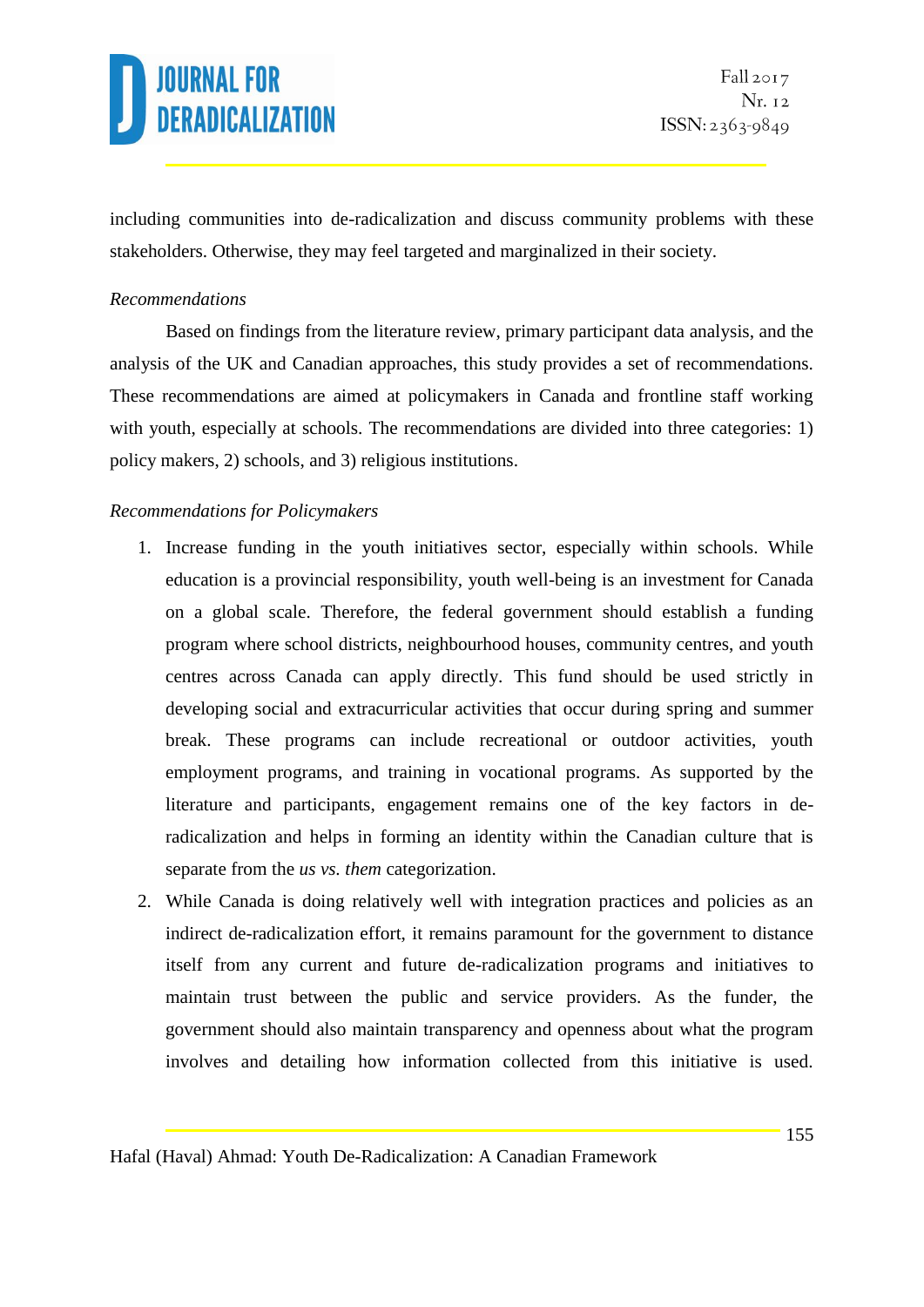including communities into de-radicalization and discuss community problems with these stakeholders. Otherwise, they may feel targeted and marginalized in their society.

*Recommendations*

Based on findings from the literature review, primary participant data analysis, and the analysis of the UK and Canadian approaches, this study provides a set of recommendations. These recommendations are aimed at policymakers in Canada and frontline staff working with youth, especially at schools. The recommendations are divided into three categories: 1) policy makers, 2) schools, and 3) religious institutions.

*Recommendations for Policymakers*

1. Increase funding in the youth initiatives sector, especially within schools. While education is a provincial responsibility, youth well-being is an investment for Canada on a global scale. Therefore, the federal government should establish a funding program where school districts, neighbourhood houses, community centres, and youth centres across Canada can apply directly. This fund should be used strictly in developing social and extracurricular activities that occur during spring and summer break. These programs can include recreational or outdoor activities, youth employment programs, and training in vocational programs. As supported by the literature and participants, engagement remains one of the key factors in de-radicalization and helps in forming an identity within the Canadian culture that is separate from the *us vs. them* categorization.
2. While Canada is doing relatively well with integration practices and policies as an indirect de-radicalization effort, it remains paramount for the government to distance itself from any current and future de-radicalization programs and initiatives to maintain trust between the public and service providers. As the funder, the government should also maintain transparency and openness about what the program involves and detailing how information collected from this initiative is used.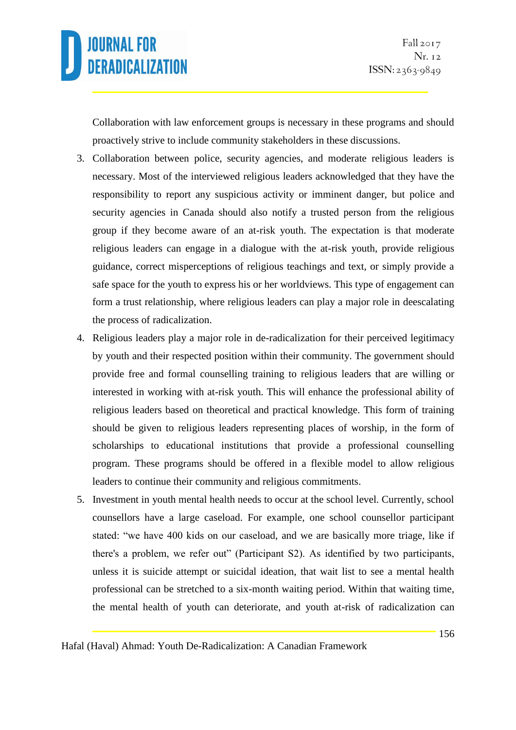Collaboration with law enforcement groups is necessary in these programs and should proactively strive to include community stakeholders in these discussions.

3. Collaboration between police, security agencies, and moderate religious leaders is necessary. Most of the interviewed religious leaders acknowledged that they have the responsibility to report any suspicious activity or imminent danger, but police and security agencies in Canada should also notify a trusted person from the religious group if they become aware of an at-risk youth. The expectation is that moderate religious leaders can engage in a dialogue with the at-risk youth, provide religious guidance, correct misperceptions of religious teachings and text, or simply provide a safe space for the youth to express his or her worldviews. This type of engagement can form a trust relationship, where religious leaders can play a major role in deescalating the process of radicalization.
4. Religious leaders play a major role in de-radicalization for their perceived legitimacy by youth and their respected position within their community. The government should provide free and formal counselling training to religious leaders that are willing or interested in working with at-risk youth. This will enhance the professional ability of religious leaders based on theoretical and practical knowledge. This form of training should be given to religious leaders representing places of worship, in the form of scholarships to educational institutions that provide a professional counselling program. These programs should be offered in a flexible model to allow religious leaders to continue their community and religious commitments.
5. Investment in youth mental health needs to occur at the school level. Currently, school counsellors have a large caseload. For example, one school counsellor participant stated: "we have 400 kids on our caseload, and we are basically more triage, like if there's a problem, we refer out" (Participant S2). As identified by two participants, unless it is suicide attempt or suicidal ideation, that wait list to see a mental health professional can be stretched to a six-month waiting period. Within that waiting time, the mental health of youth can deteriorate, and youth at-risk of radicalization can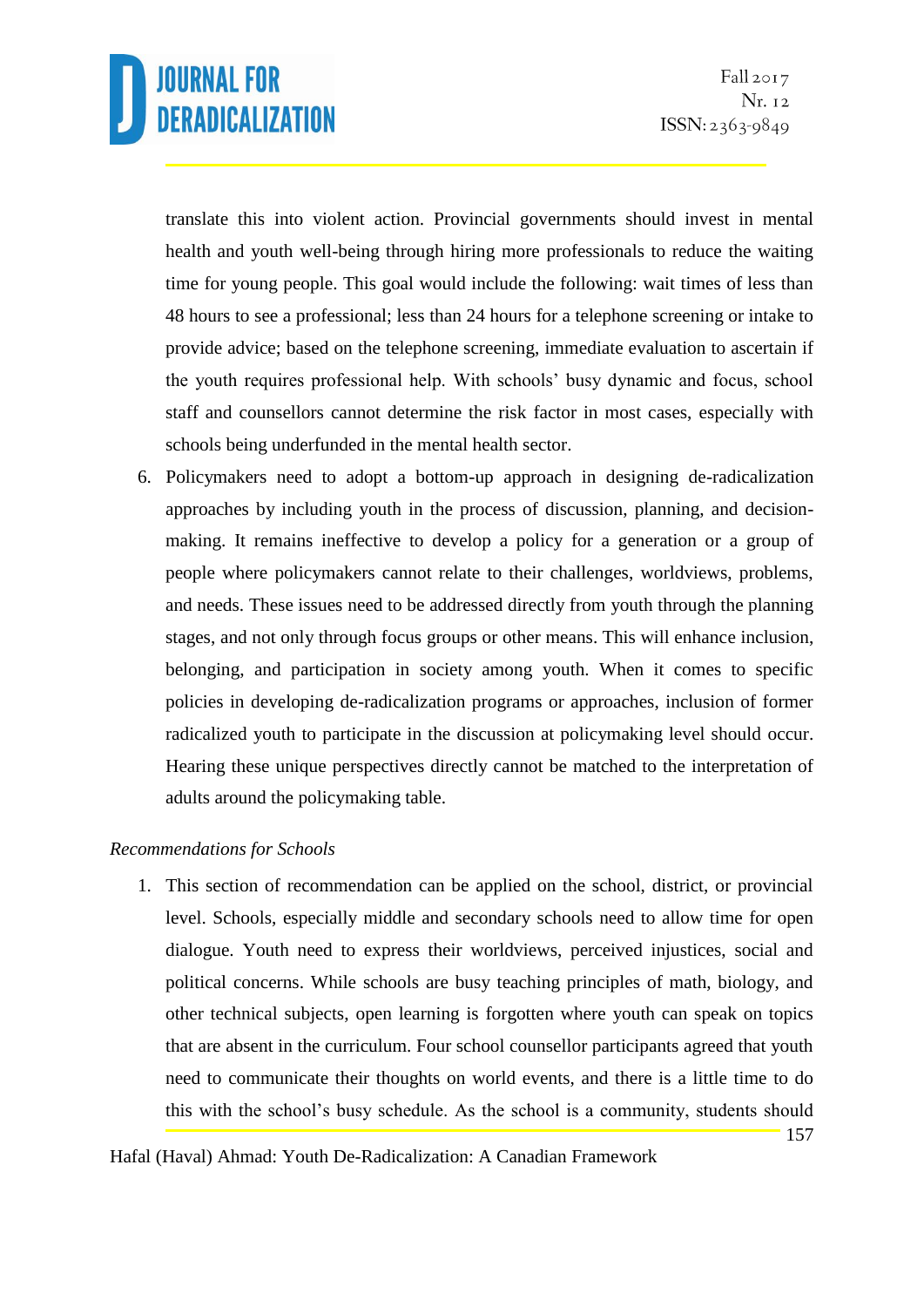translate this into violent action. Provincial governments should invest in mental health and youth well-being through hiring more professionals to reduce the waiting time for young people. This goal would include the following: wait times of less than 48 hours to see a professional; less than 24 hours for a telephone screening or intake to provide advice; based on the telephone screening, immediate evaluation to ascertain if the youth requires professional help. With schools' busy dynamic and focus, school staff and counsellors cannot determine the risk factor in most cases, especially with schools being underfunded in the mental health sector.

6. Policymakers need to adopt a bottom-up approach in designing de-radicalization approaches by including youth in the process of discussion, planning, and decision-making. It remains ineffective to develop a policy for a generation or a group of people where policymakers cannot relate to their challenges, worldviews, problems, and needs. These issues need to be addressed directly from youth through the planning stages, and not only through focus groups or other means. This will enhance inclusion, belonging, and participation in society among youth. When it comes to specific policies in developing de-radicalization programs or approaches, inclusion of former radicalized youth to participate in the discussion at policymaking level should occur. Hearing these unique perspectives directly cannot be matched to the interpretation of adults around the policymaking table.

*Recommendations for Schools*

1. This section of recommendation can be applied on the school, district, or provincial level. Schools, especially middle and secondary schools need to allow time for open dialogue. Youth need to express their worldviews, perceived injustices, social and political concerns. While schools are busy teaching principles of math, biology, and other technical subjects, open learning is forgotten where youth can speak on topics that are absent in the curriculum. Four school counsellor participants agreed that youth need to communicate their thoughts on world events, and there is a little time to do this with the school's busy schedule. As the school is a community, students should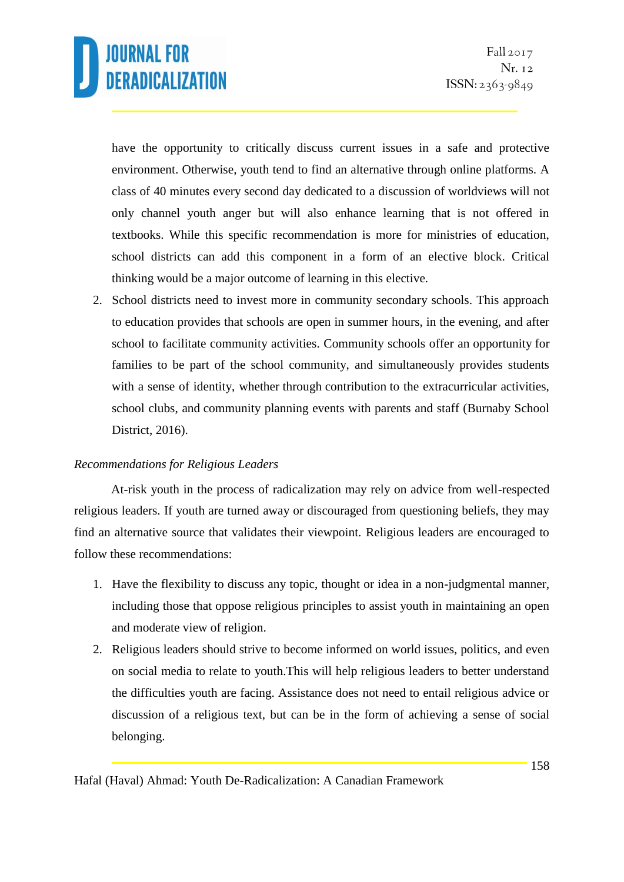have the opportunity to critically discuss current issues in a safe and protective environment. Otherwise, youth tend to find an alternative through online platforms. A class of 40 minutes every second day dedicated to a discussion of worldviews will not only channel youth anger but will also enhance learning that is not offered in textbooks. While this specific recommendation is more for ministries of education, school districts can add this component in a form of an elective block. Critical thinking would be a major outcome of learning in this elective.

2. School districts need to invest more in community secondary schools. This approach to education provides that schools are open in summer hours, in the evening, and after school to facilitate community activities. Community schools offer an opportunity for families to be part of the school community, and simultaneously provides students with a sense of identity, whether through contribution to the extracurricular activities, school clubs, and community planning events with parents and staff (Burnaby School District, 2016).

*Recommendations for Religious Leaders*

At-risk youth in the process of radicalization may rely on advice from well-respected religious leaders. If youth are turned away or discouraged from questioning beliefs, they may find an alternative source that validates their viewpoint. Religious leaders are encouraged to follow these recommendations:

1. Have the flexibility to discuss any topic, thought or idea in a non-judgmental manner, including those that oppose religious principles to assist youth in maintaining an open and moderate view of religion.
2. Religious leaders should strive to become informed on world issues, politics, and even on social media to relate to youth.This will help religious leaders to better understand the difficulties youth are facing. Assistance does not need to entail religious advice or discussion of a religious text, but can be in the form of achieving a sense of social belonging.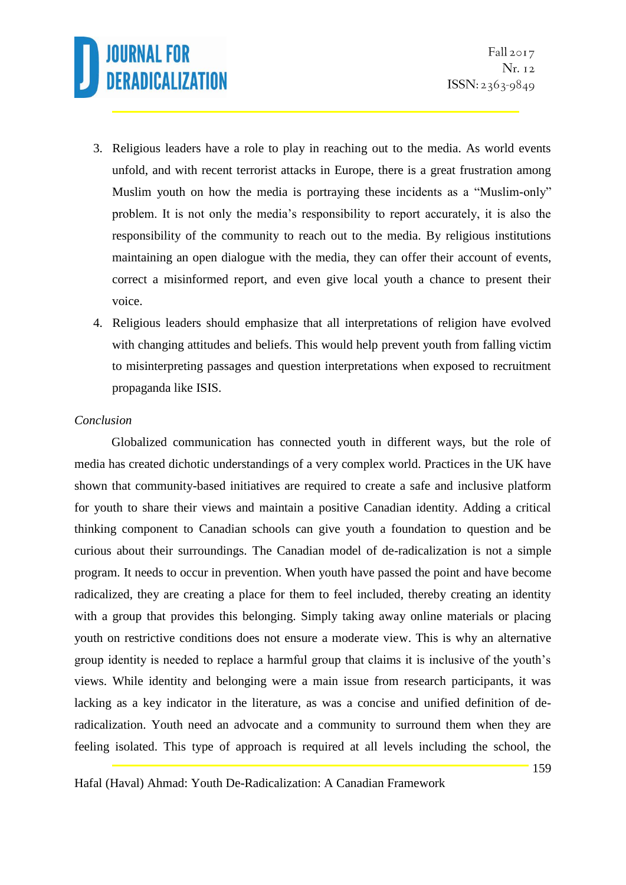3. Religious leaders have a role to play in reaching out to the media. As world events unfold, and with recent terrorist attacks in Europe, there is a great frustration among Muslim youth on how the media is portraying these incidents as a "Muslim-only" problem. It is not only the media's responsibility to report accurately, it is also the responsibility of the community to reach out to the media. By religious institutions maintaining an open dialogue with the media, they can offer their account of events, correct a misinformed report, and even give local youth a chance to present their voice.
4. Religious leaders should emphasize that all interpretations of religion have evolved with changing attitudes and beliefs. This would help prevent youth from falling victim to misinterpreting passages and question interpretations when exposed to recruitment propaganda like ISIS.

*Conclusion*

Globalized communication has connected youth in different ways, but the role of media has created dichotic understandings of a very complex world. Practices in the UK have shown that community-based initiatives are required to create a safe and inclusive platform for youth to share their views and maintain a positive Canadian identity. Adding a critical thinking component to Canadian schools can give youth a foundation to question and be curious about their surroundings. The Canadian model of de-radicalization is not a simple program. It needs to occur in prevention. When youth have passed the point and have become radicalized, they are creating a place for them to feel included, thereby creating an identity with a group that provides this belonging. Simply taking away online materials or placing youth on restrictive conditions does not ensure a moderate view. This is why an alternative group identity is needed to replace a harmful group that claims it is inclusive of the youth's views. While identity and belonging were a main issue from research participants, it was lacking as a key indicator in the literature, as was a concise and unified definition of de-radicalization. Youth need an advocate and a community to surround them when they are feeling isolated. This type of approach is required at all levels including the school, the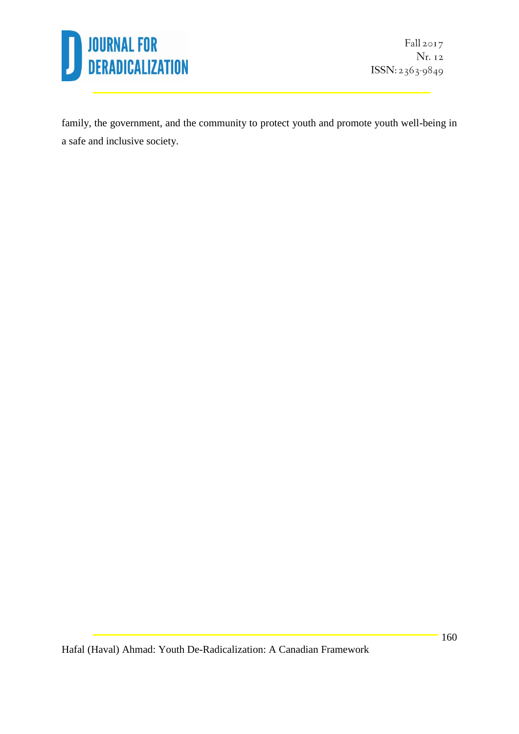family, the government, and the community to protect youth and promote youth well-being in a safe and inclusive society.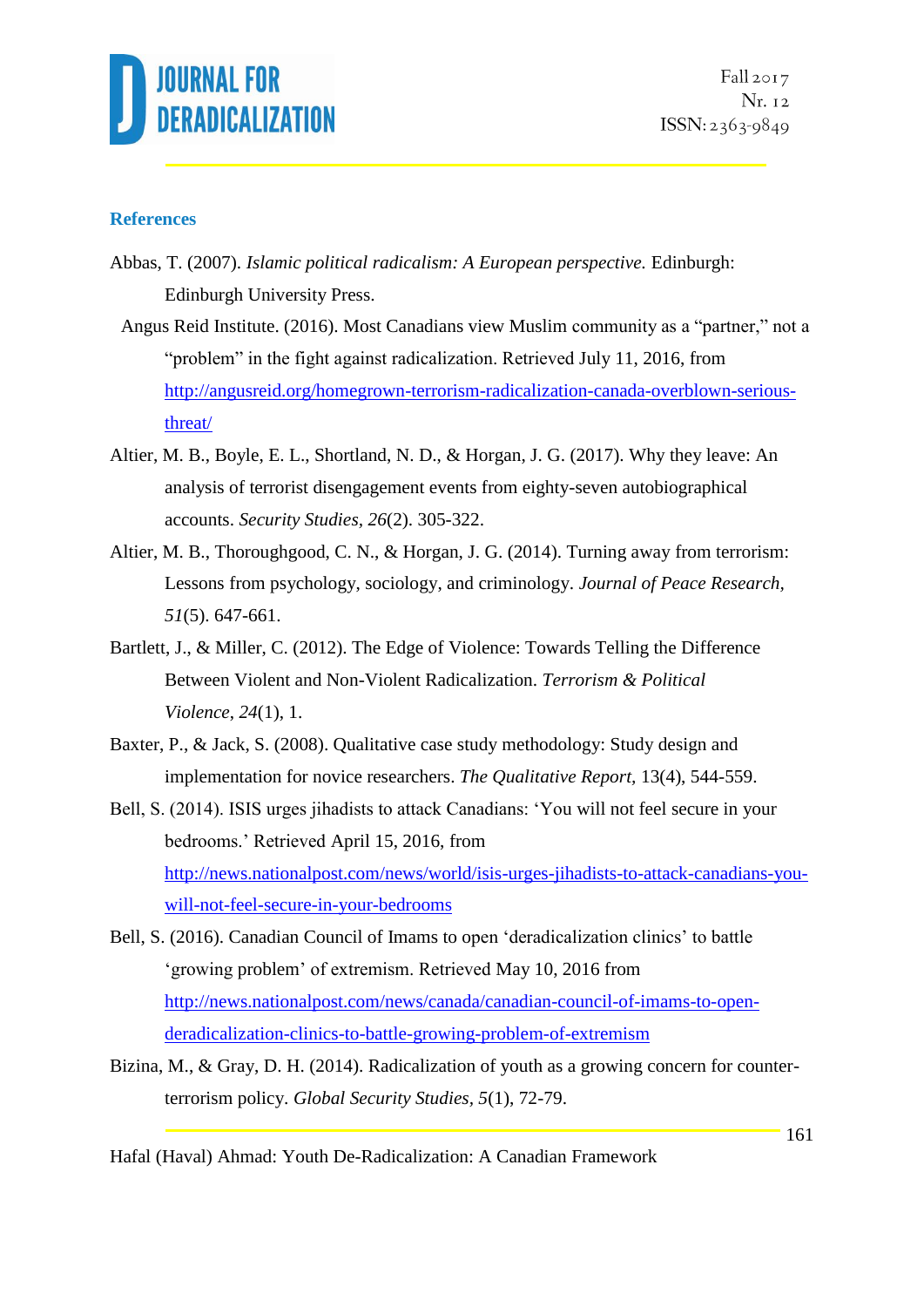## References

Abbas, T. (2007). *Islamic political radicalism: A European perspective.* Edinburgh: Edinburgh University Press.

Angus Reid Institute. (2016). Most Canadians view Muslim community as a "partner," not a "problem" in the fight against radicalization. Retrieved July 11, 2016, from http://angusreid.org/homegrown-terrorism-radicalization-canada-overblown-serious-threat/

Altier, M. B., Boyle, E. L., Shortland, N. D., & Horgan, J. G. (2017). Why they leave: An analysis of terrorist disengagement events from eighty-seven autobiographical accounts. *Security Studies*, *26*(2). 305-322.

Altier, M. B., Thoroughgood, C. N., & Horgan, J. G. (2014). Turning away from terrorism: Lessons from psychology, sociology, and criminology. *Journal of Peace Research*, *51*(5). 647-661.

Bartlett, J., & Miller, C. (2012). The Edge of Violence: Towards Telling the Difference Between Violent and Non-Violent Radicalization. *Terrorism & Political Violence*, *24*(1), 1.

Baxter, P., & Jack, S. (2008). Qualitative case study methodology: Study design and implementation for novice researchers. *The Qualitative Report,* 13(4), 544-559.

Bell, S. (2014). ISIS urges jihadists to attack Canadians: 'You will not feel secure in your bedrooms.' Retrieved April 15, 2016, from http://news.nationalpost.com/news/world/isis-urges-jihadists-to-attack-canadians-you-will-not-feel-secure-in-your-bedrooms

Bell, S. (2016). Canadian Council of Imams to open 'deradicalization clinics' to battle 'growing problem' of extremism. Retrieved May 10, 2016 from http://news.nationalpost.com/news/canada/canadian-council-of-imams-to-open-deradicalization-clinics-to-battle-growing-problem-of-extremism

Bizina, M., & Gray, D. H. (2014). Radicalization of youth as a growing concern for counter-terrorism policy. *Global Security Studies*, *5*(1), 72-79.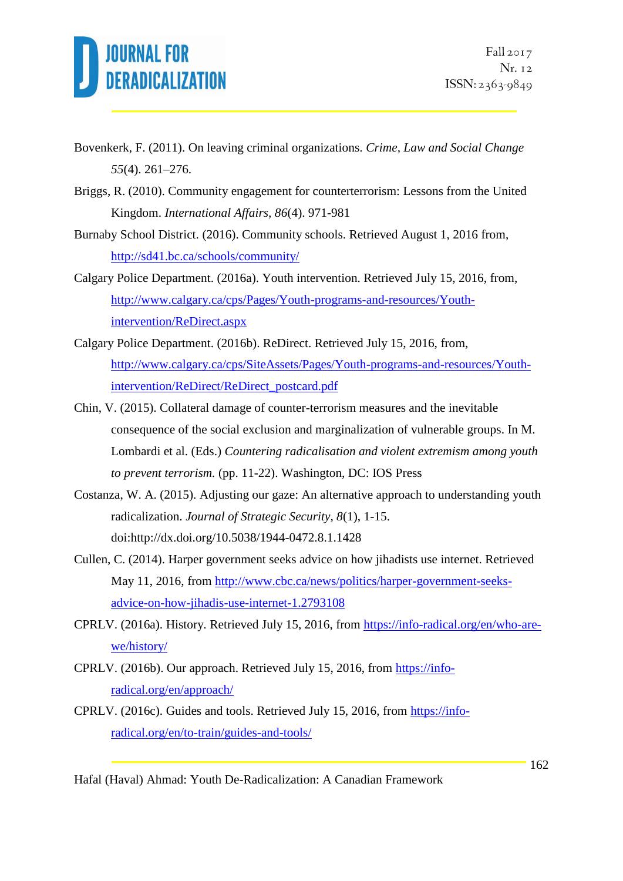Bovenkerk, F. (2011). On leaving criminal organizations. *Crime, Law and Social Change 55*(4). 261–276.

Briggs, R. (2010). Community engagement for counterterrorism: Lessons from the United Kingdom. *International Affairs, 86*(4). 971-981

Burnaby School District. (2016). Community schools. Retrieved August 1, 2016 from, http://sd41.bc.ca/schools/community/

Calgary Police Department. (2016a). Youth intervention. Retrieved July 15, 2016, from, http://www.calgary.ca/cps/Pages/Youth-programs-and-resources/Youth-intervention/ReDirect.aspx

Calgary Police Department. (2016b). ReDirect. Retrieved July 15, 2016, from, http://www.calgary.ca/cps/SiteAssets/Pages/Youth-programs-and-resources/Youth-intervention/ReDirect/ReDirect_postcard.pdf

Chin, V. (2015). Collateral damage of counter-terrorism measures and the inevitable consequence of the social exclusion and marginalization of vulnerable groups. In M. Lombardi et al. (Eds.) *Countering radicalisation and violent extremism among youth to prevent terrorism.* (pp. 11-22). Washington, DC: IOS Press

Costanza, W. A. (2015). Adjusting our gaze: An alternative approach to understanding youth radicalization. *Journal of Strategic Security, 8*(1), 1-15. doi:http://dx.doi.org/10.5038/1944-0472.8.1.1428

Cullen, C. (2014). Harper government seeks advice on how jihadists use internet. Retrieved May 11, 2016, from http://www.cbc.ca/news/politics/harper-government-seeks-advice-on-how-jihadis-use-internet-1.2793108

CPRLV. (2016a). History. Retrieved July 15, 2016, from https://info-radical.org/en/who-are-we/history/

CPRLV. (2016b). Our approach. Retrieved July 15, 2016, from https://info-radical.org/en/approach/

CPRLV. (2016c). Guides and tools. Retrieved July 15, 2016, from https://info-radical.org/en/to-train/guides-and-tools/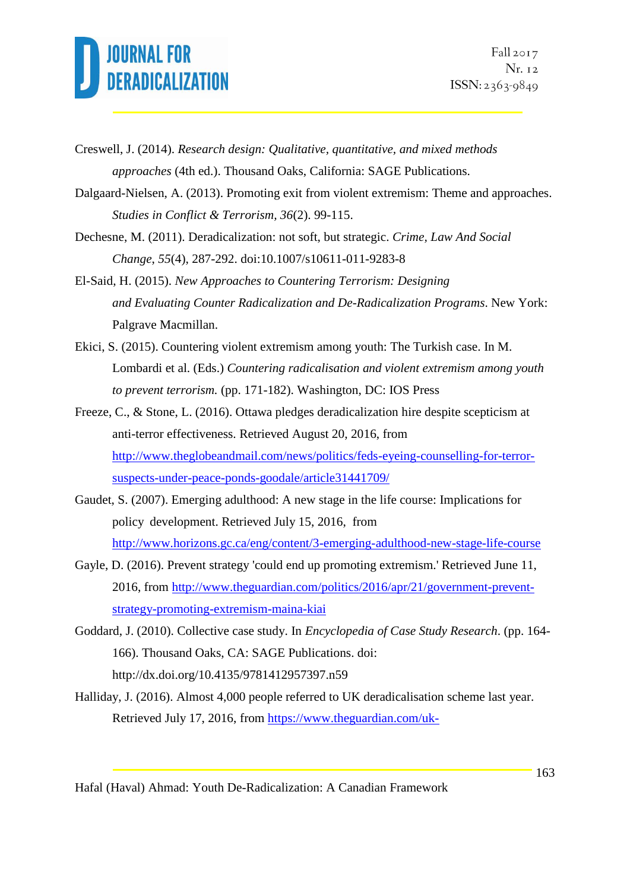Creswell, J. (2014). *Research design: Qualitative, quantitative, and mixed methods approaches* (4th ed.). Thousand Oaks, California: SAGE Publications.

Dalgaard-Nielsen, A. (2013). Promoting exit from violent extremism: Theme and approaches. *Studies in Conflict & Terrorism, 36*(2). 99-115.

Dechesne, M. (2011). Deradicalization: not soft, but strategic. *Crime, Law And Social Change*, *55*(4), 287-292. doi:10.1007/s10611-011-9283-8

El-Said, H. (2015). *New Approaches to Countering Terrorism: Designing and Evaluating Counter Radicalization and De-Radicalization Programs*. New York: Palgrave Macmillan.

Ekici, S. (2015). Countering violent extremism among youth: The Turkish case. In M. Lombardi et al. (Eds.) *Countering radicalisation and violent extremism among youth to prevent terrorism.* (pp. 171-182). Washington, DC: IOS Press

Freeze, C., & Stone, L. (2016). Ottawa pledges deradicalization hire despite scepticism at anti-terror effectiveness. Retrieved August 20, 2016, from http://www.theglobeandmail.com/news/politics/feds-eyeing-counselling-for-terror-suspects-under-peace-ponds-goodale/article31441709/

Gaudet, S. (2007). Emerging adulthood: A new stage in the life course: Implications for policy development. Retrieved July 15, 2016, from http://www.horizons.gc.ca/eng/content/3-emerging-adulthood-new-stage-life-course

Gayle, D. (2016). Prevent strategy 'could end up promoting extremism.' Retrieved June 11, 2016, from http://www.theguardian.com/politics/2016/apr/21/government-prevent-strategy-promoting-extremism-maina-kiai

Goddard, J. (2010). Collective case study. In *Encyclopedia of Case Study Research*. (pp. 164-166). Thousand Oaks, CA: SAGE Publications. doi: http://dx.doi.org/10.4135/9781412957397.n59

Halliday, J. (2016). Almost 4,000 people referred to UK deradicalisation scheme last year. Retrieved July 17, 2016, from https://www.theguardian.com/uk-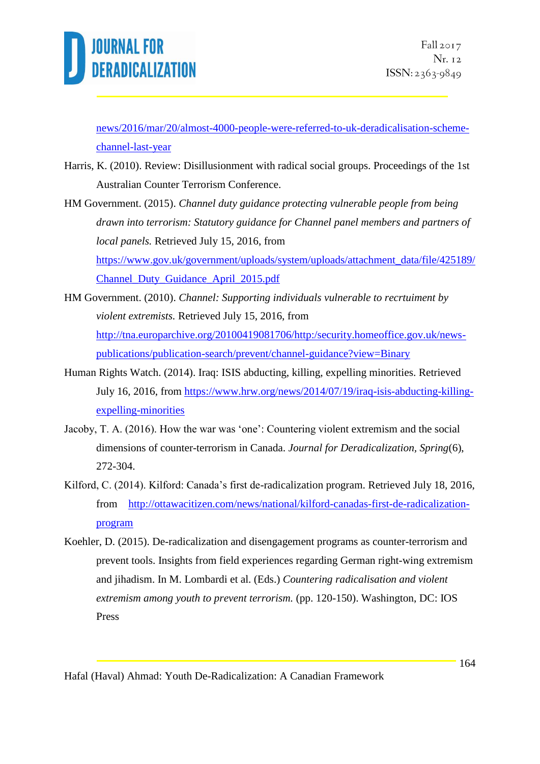news/2016/mar/20/almost-4000-people-were-referred-to-uk-deradicalisation-scheme-channel-last-year

Harris, K. (2010). Review: Disillusionment with radical social groups. Proceedings of the 1st Australian Counter Terrorism Conference.

HM Government. (2015). *Channel duty guidance protecting vulnerable people from being drawn into terrorism: Statutory guidance for Channel panel members and partners of local panels.* Retrieved July 15, 2016, from https://www.gov.uk/government/uploads/system/uploads/attachment_data/file/425189/Channel_Duty_Guidance_April_2015.pdf

HM Government. (2010). *Channel: Supporting individuals vulnerable to recrtuiment by violent extremists.* Retrieved July 15, 2016, from http://tna.europarchive.org/20100419081706/http:/security.homeoffice.gov.uk/news-publications/publication-search/prevent/channel-guidance?view=Binary

Human Rights Watch. (2014). Iraq: ISIS abducting, killing, expelling minorities. Retrieved July 16, 2016, from https://www.hrw.org/news/2014/07/19/iraq-isis-abducting-killing-expelling-minorities

Jacoby, T. A. (2016). How the war was 'one': Countering violent extremism and the social dimensions of counter-terrorism in Canada. *Journal for Deradicalization, Spring*(6), 272-304.

Kilford, C. (2014). Kilford: Canada's first de-radicalization program. Retrieved July 18, 2016, from http://ottawacitizen.com/news/national/kilford-canadas-first-de-radicalization-program

Koehler, D. (2015). De-radicalization and disengagement programs as counter-terrorism and prevent tools. Insights from field experiences regarding German right-wing extremism and jihadism. In M. Lombardi et al. (Eds.) *Countering radicalisation and violent extremism among youth to prevent terrorism.* (pp. 120-150). Washington, DC: IOS Press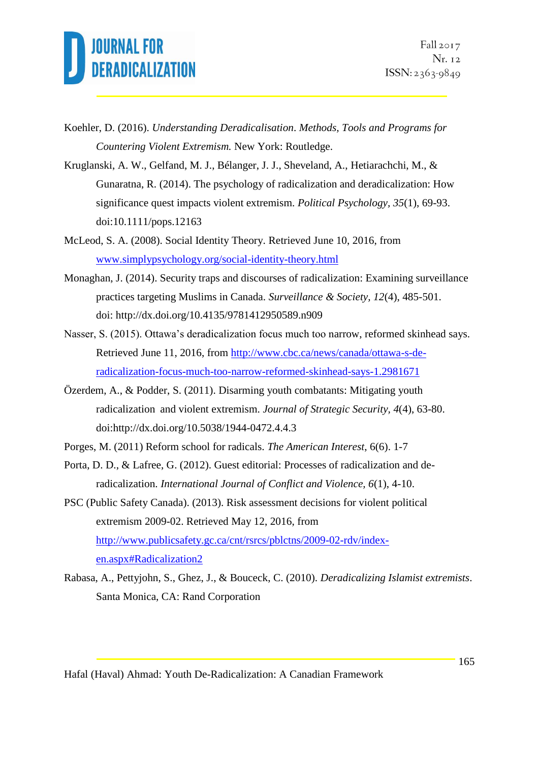Koehler, D. (2016). *Understanding Deradicalisation*. *Methods, Tools and Programs for Countering Violent Extremism.* New York: Routledge.

Kruglanski, A. W., Gelfand, M. J., Bélanger, J. J., Sheveland, A., Hetiarachchi, M., & Gunaratna, R. (2014). The psychology of radicalization and deradicalization: How significance quest impacts violent extremism. *Political Psychology*, *35*(1), 69-93. doi:10.1111/pops.12163

McLeod, S. A. (2008). Social Identity Theory. Retrieved June 10, 2016, from www.simplypsychology.org/social-identity-theory.html

Monaghan, J. (2014). Security traps and discourses of radicalization: Examining surveillance practices targeting Muslims in Canada. *Surveillance & Society*, *12*(4), 485-501. doi: http://dx.doi.org/10.4135/9781412950589.n909

Nasser, S. (2015). Ottawa's deradicalization focus much too narrow, reformed skinhead says. Retrieved June 11, 2016, from http://www.cbc.ca/news/canada/ottawa-s-de-radicalization-focus-much-too-narrow-reformed-skinhead-says-1.2981671

Özerdem, A., & Podder, S. (2011). Disarming youth combatants: Mitigating youth radicalization and violent extremism. *Journal of Strategic Security*, *4*(4), 63-80. doi:http://dx.doi.org/10.5038/1944-0472.4.4.3

Porges, M. (2011) Reform school for radicals. *The American Interest*, 6(6). 1-7

Porta, D. D., & Lafree, G. (2012). Guest editorial: Processes of radicalization and de-radicalization. *International Journal of Conflict and Violence*, *6*(1), 4-10.

PSC (Public Safety Canada). (2013). Risk assessment decisions for violent political extremism 2009-02. Retrieved May 12, 2016, from http://www.publicsafety.gc.ca/cnt/rsrcs/pblctns/2009-02-rdv/index-en.aspx#Radicalization2

Rabasa, A., Pettyjohn, S., Ghez, J., & Bouceck, C. (2010). *Deradicalizing Islamist extremists*. Santa Monica, CA: Rand Corporation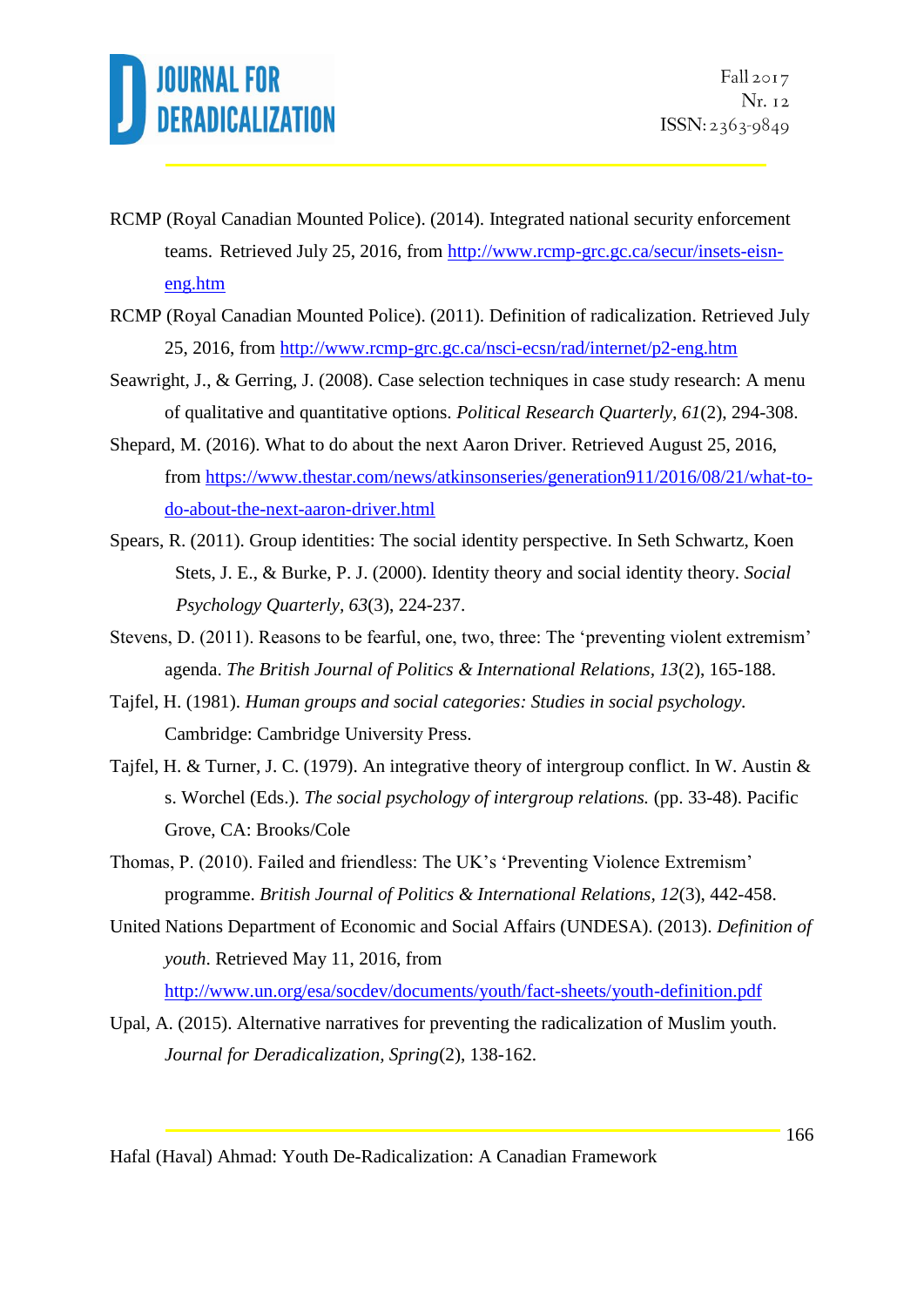RCMP (Royal Canadian Mounted Police). (2014). Integrated national security enforcement teams. Retrieved July 25, 2016, from http://www.rcmp-grc.gc.ca/secur/insets-eisn-eng.htm

RCMP (Royal Canadian Mounted Police). (2011). Definition of radicalization. Retrieved July 25, 2016, from http://www.rcmp-grc.gc.ca/nsci-ecsn/rad/internet/p2-eng.htm

Seawright, J., & Gerring, J. (2008). Case selection techniques in case study research: A menu of qualitative and quantitative options. *Political Research Quarterly, 61*(2), 294-308.

Shepard, M. (2016). What to do about the next Aaron Driver. Retrieved August 25, 2016, from https://www.thestar.com/news/atkinsonseries/generation911/2016/08/21/what-to-do-about-the-next-aaron-driver.html

Spears, R. (2011). Group identities: The social identity perspective. In Seth Schwartz, Koen Stets, J. E., & Burke, P. J. (2000). Identity theory and social identity theory. *Social Psychology Quarterly, 63*(3), 224-237.

Stevens, D. (2011). Reasons to be fearful, one, two, three: The 'preventing violent extremism' agenda. *The British Journal of Politics & International Relations, 13*(2), 165-188.

Tajfel, H. (1981). *Human groups and social categories: Studies in social psychology.* Cambridge: Cambridge University Press.

Tajfel, H. & Turner, J. C. (1979). An integrative theory of intergroup conflict. In W. Austin & s. Worchel (Eds.). *The social psychology of intergroup relations.* (pp. 33-48). Pacific Grove, CA: Brooks/Cole

Thomas, P. (2010). Failed and friendless: The UK's 'Preventing Violence Extremism' programme. *British Journal of Politics & International Relations, 12*(3), 442-458.

United Nations Department of Economic and Social Affairs (UNDESA). (2013). *Definition of youth*. Retrieved May 11, 2016, from http://www.un.org/esa/socdev/documents/youth/fact-sheets/youth-definition.pdf

Upal, A. (2015). Alternative narratives for preventing the radicalization of Muslim youth. *Journal for Deradicalization, Spring*(2), 138-162.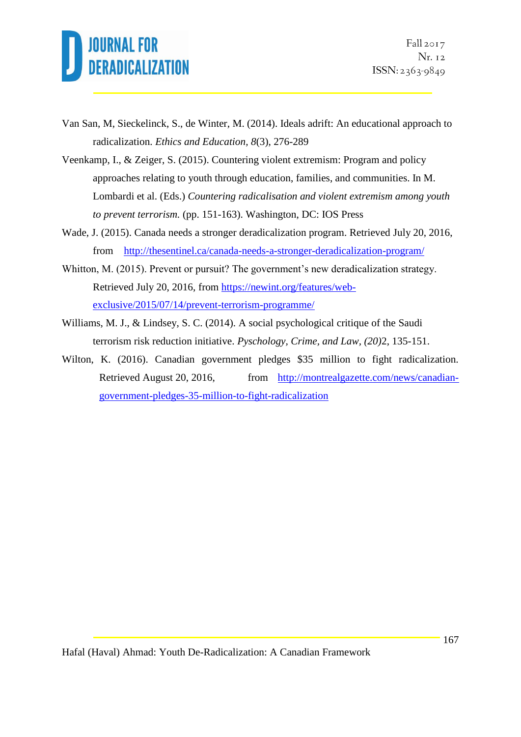Van San, M, Sieckelinck, S., de Winter, M. (2014). Ideals adrift: An educational approach to radicalization. *Ethics and Education, 8*(3), 276-289

Veenkamp, I., & Zeiger, S. (2015). Countering violent extremism: Program and policy approaches relating to youth through education, families, and communities. In M. Lombardi et al. (Eds.) *Countering radicalisation and violent extremism among youth to prevent terrorism.* (pp. 151-163). Washington, DC: IOS Press

Wade, J. (2015). Canada needs a stronger deradicalization program. Retrieved July 20, 2016, from http://thesentinel.ca/canada-needs-a-stronger-deradicalization-program/

Whitton, M. (2015). Prevent or pursuit? The government's new deradicalization strategy. Retrieved July 20, 2016, from https://newint.org/features/web-exclusive/2015/07/14/prevent-terrorism-programme/

Williams, M. J., & Lindsey, S. C. (2014). A social psychological critique of the Saudi terrorism risk reduction initiative. *Pyschology, Crime, and Law, (20)*2, 135-151.

Wilton, K. (2016). Canadian government pledges $35 million to fight radicalization. Retrieved August 20, 2016, from http://montrealgazette.com/news/canadian-government-pledges-35-million-to-fight-radicalization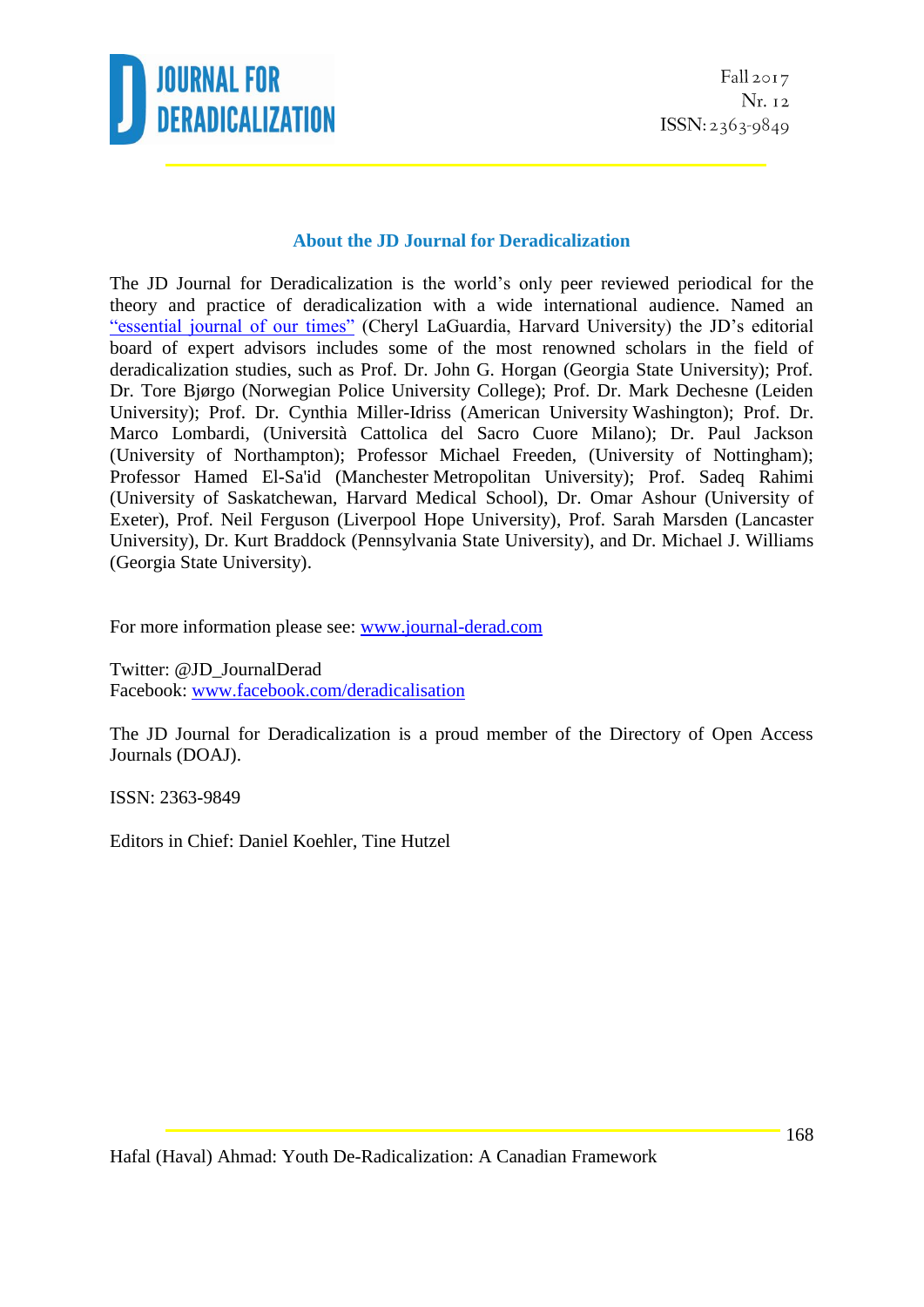## About the JD Journal for Deradicalization

The JD Journal for Deradicalization is the world's only peer reviewed periodical for the theory and practice of deradicalization with a wide international audience. Named an "essential journal of our times" (Cheryl LaGuardia, Harvard University) the JD's editorial board of expert advisors includes some of the most renowned scholars in the field of deradicalization studies, such as Prof. Dr. John G. Horgan (Georgia State University); Prof. Dr. Tore Bjørgo (Norwegian Police University College); Prof. Dr. Mark Dechesne (Leiden University); Prof. Dr. Cynthia Miller-Idriss (American University Washington); Prof. Dr. Marco Lombardi, (Università Cattolica del Sacro Cuore Milano); Dr. Paul Jackson (University of Northampton); Professor Michael Freeden, (University of Nottingham); Professor Hamed El-Sa'id (Manchester Metropolitan University); Prof. Sadeq Rahimi (University of Saskatchewan, Harvard Medical School), Dr. Omar Ashour (University of Exeter), Prof. Neil Ferguson (Liverpool Hope University), Prof. Sarah Marsden (Lancaster University), Dr. Kurt Braddock (Pennsylvania State University), and Dr. Michael J. Williams (Georgia State University).

For more information please see: www.journal-derad.com

Twitter: @JD_JournalDerad
Facebook: www.facebook.com/deradicalisation

The JD Journal for Deradicalization is a proud member of the Directory of Open Access Journals (DOAJ).

ISSN: 2363-9849

Editors in Chief: Daniel Koehler, Tine Hutzel